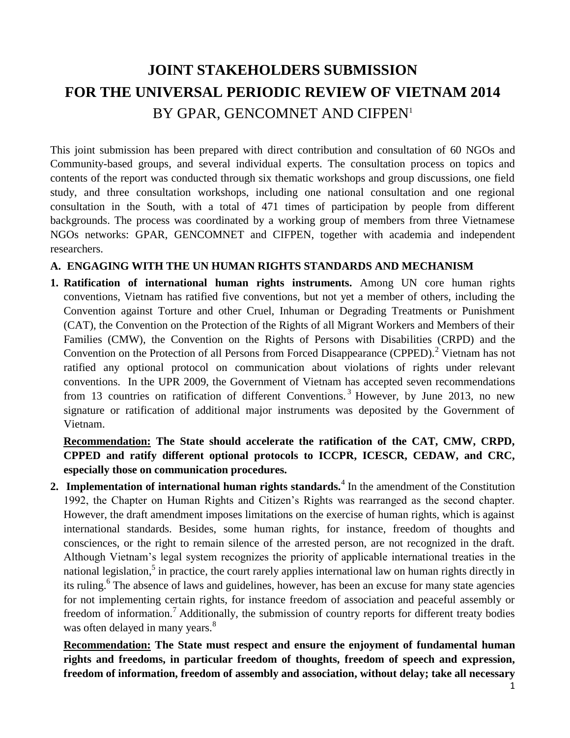# JOINT STAKEHOLDERS SUBMISSION FOR THE UNIVERSAL PERIODIC REVIEW OF VIETNAM 2014

## BY GPAR, GENCOMNET AND CIFPEN[1]

This joint submission has been prepared with direct contribution and consultation of 60 NGOs and Community-based groups, and several individual experts. The consultation process on topics and contents of the report was conducted through six thematic workshops and group discussions, one field study, and three consultation workshops, including one national consultation and one regional consultation in the South, with a total of 471 times of participation by people from different backgrounds. The process was coordinated by a working group of members from three Vietnamese NGOs networks: GPAR, GENCOMNET and CIFPEN, together with academia and independent researchers.

### A. ENGAGING WITH THE UN HUMAN RIGHTS STANDARDS AND MECHANISM

1. **Ratification of international human rights instruments.** Among UN core human rights conventions, Vietnam has ratified five conventions, but not yet a member of others, including the Convention against Torture and other Cruel, Inhuman or Degrading Treatments or Punishment (CAT), the Convention on the Protection of the Rights of all Migrant Workers and Members of their Families (CMW), the Convention on the Rights of Persons with Disabilities (CRPD) and the Convention on the Protection of all Persons from Forced Disappearance (CPPED).[2] Vietnam has not ratified any optional protocol on communication about violations of rights under relevant conventions. In the UPR 2009, the Government of Vietnam has accepted seven recommendations from 13 countries on ratification of different Conventions.[3] However, by June 2013, no new signature or ratification of additional major instruments was deposited by the Government of Vietnam.

   **<u>Recommendation:</u> The State should accelerate the ratification of the CAT, CMW, CRPD, CPPED and ratify different optional protocols to ICCPR, ICESCR, CEDAW, and CRC, especially those on communication procedures.**

2. **Implementation of international human rights standards.**[4] In the amendment of the Constitution 1992, the Chapter on Human Rights and Citizen's Rights was rearranged as the second chapter. However, the draft amendment imposes limitations on the exercise of human rights, which is against international standards. Besides, some human rights, for instance, freedom of thoughts and consciences, or the right to remain silence of the arrested person, are not recognized in the draft. Although Vietnam's legal system recognizes the priority of applicable international treaties in the national legislation,[5] in practice, the court rarely applies international law on human rights directly in its ruling.[6] The absence of laws and guidelines, however, has been an excuse for many state agencies for not implementing certain rights, for instance freedom of association and peaceful assembly or freedom of information.[7] Additionally, the submission of country reports for different treaty bodies was often delayed in many years.[8]

   **<u>Recommendation:</u> The State must respect and ensure the enjoyment of fundamental human rights and freedoms, in particular freedom of thoughts, freedom of speech and expression, freedom of information, freedom of assembly and association, without delay; take all necessary**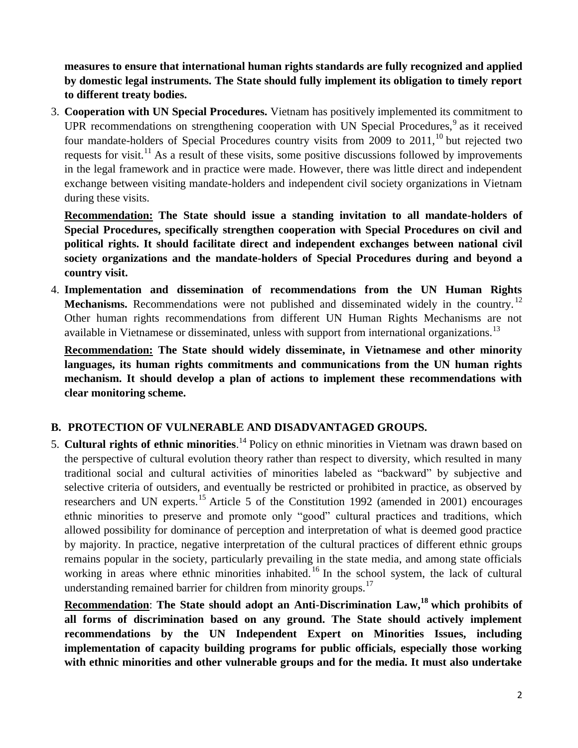**measures to ensure that international human rights standards are fully recognized and applied by domestic legal instruments. The State should fully implement its obligation to timely report to different treaty bodies.**

3. **Cooperation with UN Special Procedures.** Vietnam has positively implemented its commitment to UPR recommendations on strengthening cooperation with UN Special Procedures,[9] as it received four mandate-holders of Special Procedures country visits from 2009 to 2011,[10] but rejected two requests for visit.[11] As a result of these visits, some positive discussions followed by improvements in the legal framework and in practice were made. However, there was little direct and independent exchange between visiting mandate-holders and independent civil society organizations in Vietnam during these visits.

   **Recommendation: The State should issue a standing invitation to all mandate-holders of Special Procedures, specifically strengthen cooperation with Special Procedures on civil and political rights. It should facilitate direct and independent exchanges between national civil society organizations and the mandate-holders of Special Procedures during and beyond a country visit.**

4. **Implementation and dissemination of recommendations from the UN Human Rights Mechanisms.** Recommendations were not published and disseminated widely in the country.[12] Other human rights recommendations from different UN Human Rights Mechanisms are not available in Vietnamese or disseminated, unless with support from international organizations.[13]

   **Recommendation: The State should widely disseminate, in Vietnamese and other minority languages, its human rights commitments and communications from the UN human rights mechanism. It should develop a plan of actions to implement these recommendations with clear monitoring scheme.**

## B. PROTECTION OF VULNERABLE AND DISADVANTAGED GROUPS.

5. **Cultural rights of ethnic minorities**.[14] Policy on ethnic minorities in Vietnam was drawn based on the perspective of cultural evolution theory rather than respect to diversity, which resulted in many traditional social and cultural activities of minorities labeled as "backward" by subjective and selective criteria of outsiders, and eventually be restricted or prohibited in practice, as observed by researchers and UN experts.[15] Article 5 of the Constitution 1992 (amended in 2001) encourages ethnic minorities to preserve and promote only "good" cultural practices and traditions, which allowed possibility for dominance of perception and interpretation of what is deemed good practice by majority. In practice, negative interpretation of the cultural practices of different ethnic groups remains popular in the society, particularly prevailing in the state media, and among state officials working in areas where ethnic minorities inhabited.[16] In the school system, the lack of cultural understanding remained barrier for children from minority groups.[17]

   **Recommendation**: **The State should adopt an Anti-Discrimination Law,[18] which prohibits of all forms of discrimination based on any ground. The State should actively implement recommendations by the UN Independent Expert on Minorities Issues, including implementation of capacity building programs for public officials, especially those working with ethnic minorities and other vulnerable groups and for the media. It must also undertake**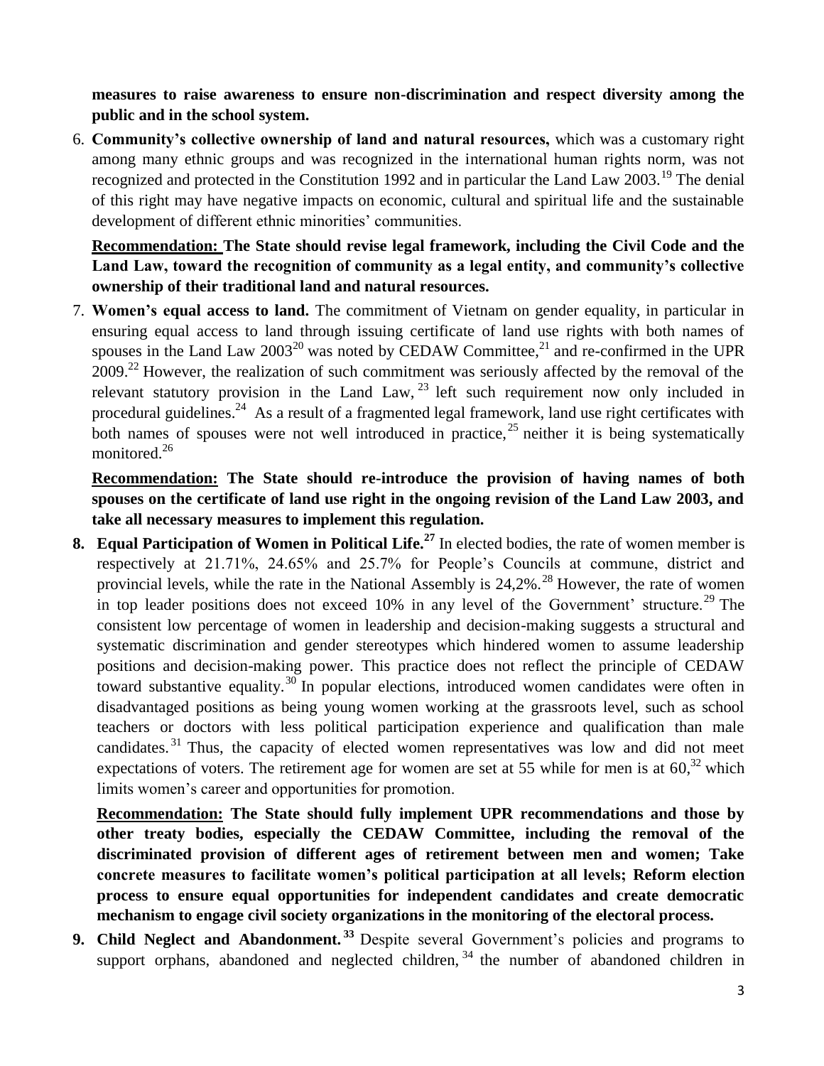**measures to raise awareness to ensure non-discrimination and respect diversity among the public and in the school system.**

6. **Community's collective ownership of land and natural resources,** which was a customary right among many ethnic groups and was recognized in the international human rights norm, was not recognized and protected in the Constitution 1992 and in particular the Land Law 2003.[19] The denial of this right may have negative impacts on economic, cultural and spiritual life and the sustainable development of different ethnic minorities' communities.

   **Recommendation: The State should revise legal framework, including the Civil Code and the Land Law, toward the recognition of community as a legal entity, and community's collective ownership of their traditional land and natural resources.**

7. **Women's equal access to land.** The commitment of Vietnam on gender equality, in particular in ensuring equal access to land through issuing certificate of land use rights with both names of spouses in the Land Law 2003[20] was noted by CEDAW Committee,[21] and re-confirmed in the UPR 2009.[22] However, the realization of such commitment was seriously affected by the removal of the relevant statutory provision in the Land Law,[23] left such requirement now only included in procedural guidelines.[24] As a result of a fragmented legal framework, land use right certificates with both names of spouses were not well introduced in practice,[25] neither it is being systematically monitored.[26]

   **Recommendation: The State should re-introduce the provision of having names of both spouses on the certificate of land use right in the ongoing revision of the Land Law 2003, and take all necessary measures to implement this regulation.**

8. **Equal Participation of Women in Political Life.[27]** In elected bodies, the rate of women member is respectively at 21.71%, 24.65% and 25.7% for People's Councils at commune, district and provincial levels, while the rate in the National Assembly is 24,2%.[28] However, the rate of women in top leader positions does not exceed 10% in any level of the Government' structure.[29] The consistent low percentage of women in leadership and decision-making suggests a structural and systematic discrimination and gender stereotypes which hindered women to assume leadership positions and decision-making power. This practice does not reflect the principle of CEDAW toward substantive equality.[30] In popular elections, introduced women candidates were often in disadvantaged positions as being young women working at the grassroots level, such as school teachers or doctors with less political participation experience and qualification than male candidates.[31] Thus, the capacity of elected women representatives was low and did not meet expectations of voters. The retirement age for women are set at 55 while for men is at 60,[32] which limits women's career and opportunities for promotion.

   **Recommendation: The State should fully implement UPR recommendations and those by other treaty bodies, especially the CEDAW Committee, including the removal of the discriminated provision of different ages of retirement between men and women; Take concrete measures to facilitate women's political participation at all levels; Reform election process to ensure equal opportunities for independent candidates and create democratic mechanism to engage civil society organizations in the monitoring of the electoral process.**

9. **Child Neglect and Abandonment.[33]** Despite several Government's policies and programs to support orphans, abandoned and neglected children,[34] the number of abandoned children in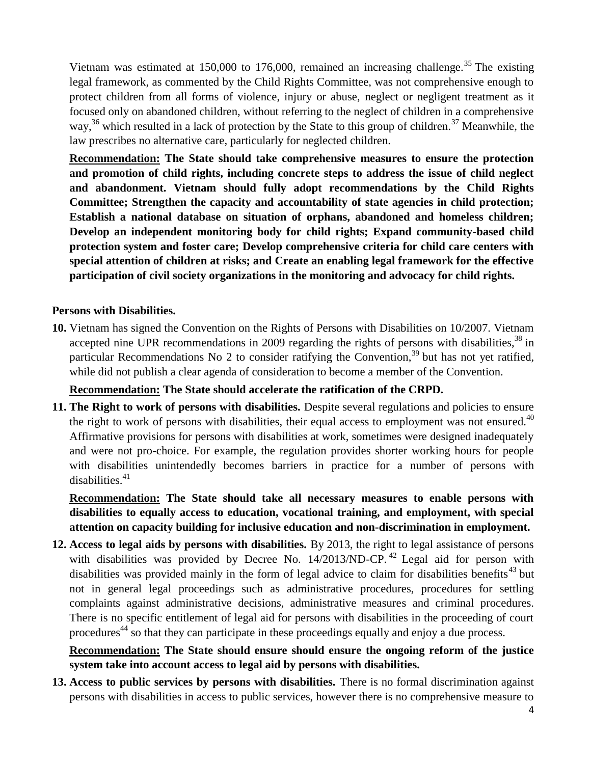Vietnam was estimated at 150,000 to 176,000, remained an increasing challenge.[35] The existing legal framework, as commented by the Child Rights Committee, was not comprehensive enough to protect children from all forms of violence, injury or abuse, neglect or negligent treatment as it focused only on abandoned children, without referring to the neglect of children in a comprehensive way,[36] which resulted in a lack of protection by the State to this group of children.[37] Meanwhile, the law prescribes no alternative care, particularly for neglected children.

**<u>Recommendation:</u> The State should take comprehensive measures to ensure the protection and promotion of child rights, including concrete steps to address the issue of child neglect and abandonment. Vietnam should fully adopt recommendations by the Child Rights Committee; Strengthen the capacity and accountability of state agencies in child protection; Establish a national database on situation of orphans, abandoned and homeless children; Develop an independent monitoring body for child rights; Expand community-based child protection system and foster care; Develop comprehensive criteria for child care centers with special attention of children at risks; and Create an enabling legal framework for the effective participation of civil society organizations in the monitoring and advocacy for child rights.**

**Persons with Disabilities.**

**10.** Vietnam has signed the Convention on the Rights of Persons with Disabilities on 10/2007. Vietnam accepted nine UPR recommendations in 2009 regarding the rights of persons with disabilities,[38] in particular Recommendations No 2 to consider ratifying the Convention,[39] but has not yet ratified, while did not publish a clear agenda of consideration to become a member of the Convention.

**<u>Recommendation:</u> The State should accelerate the ratification of the CRPD.**

**11. The Right to work of persons with disabilities.** Despite several regulations and policies to ensure the right to work of persons with disabilities, their equal access to employment was not ensured.[40] Affirmative provisions for persons with disabilities at work, sometimes were designed inadequately and were not pro-choice. For example, the regulation provides shorter working hours for people with disabilities unintendedly becomes barriers in practice for a number of persons with disabilities.[41]

**<u>Recommendation:</u> The State should take all necessary measures to enable persons with disabilities to equally access to education, vocational training, and employment, with special attention on capacity building for inclusive education and non-discrimination in employment.**

**12. Access to legal aids by persons with disabilities.** By 2013, the right to legal assistance of persons with disabilities was provided by Decree No. 14/2013/ND-CP.[42] Legal aid for person with disabilities was provided mainly in the form of legal advice to claim for disabilities benefits[43] but not in general legal proceedings such as administrative procedures, procedures for settling complaints against administrative decisions, administrative measures and criminal procedures. There is no specific entitlement of legal aid for persons with disabilities in the proceeding of court procedures[44] so that they can participate in these proceedings equally and enjoy a due process.

**<u>Recommendation:</u> The State should ensure should ensure the ongoing reform of the justice system take into account access to legal aid by persons with disabilities.**

**13. Access to public services by persons with disabilities.** There is no formal discrimination against persons with disabilities in access to public services, however there is no comprehensive measure to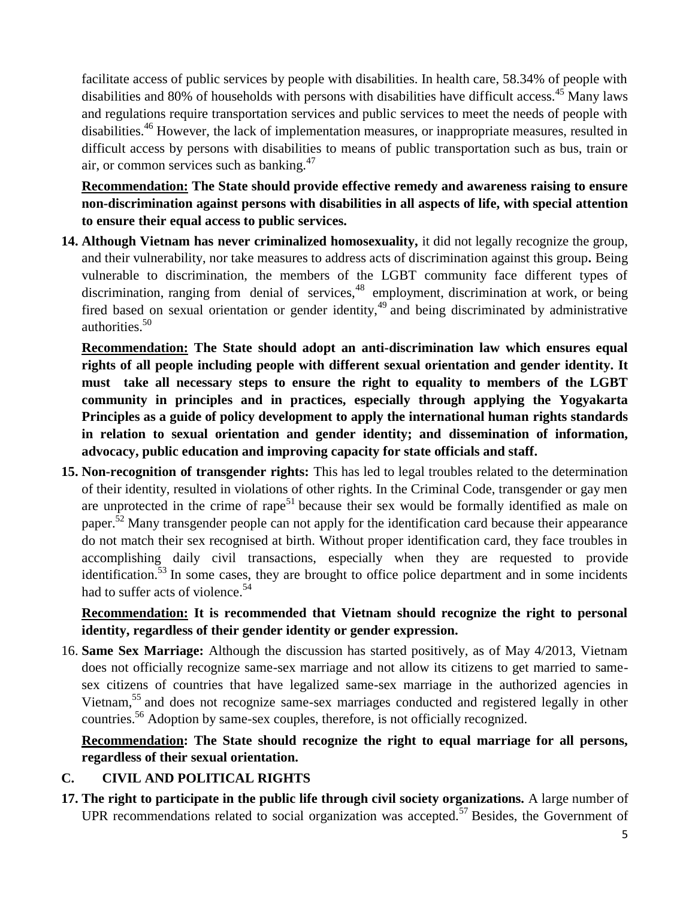facilitate access of public services by people with disabilities. In health care, 58.34% of people with disabilities and 80% of households with persons with disabilities have difficult access.[45] Many laws and regulations require transportation services and public services to meet the needs of people with disabilities.[46] However, the lack of implementation measures, or inappropriate measures, resulted in difficult access by persons with disabilities to means of public transportation such as bus, train or air, or common services such as banking.[47]

**<u>Recommendation:</u> The State should provide effective remedy and awareness raising to ensure non-discrimination against persons with disabilities in all aspects of life, with special attention to ensure their equal access to public services.**

**14. Although Vietnam has never criminalized homosexuality,** it did not legally recognize the group, and their vulnerability, nor take measures to address acts of discrimination against this group**.** Being vulnerable to discrimination, the members of the LGBT community face different types of discrimination, ranging from denial of services,[48] employment, discrimination at work, or being fired based on sexual orientation or gender identity,[49] and being discriminated by administrative authorities.[50]

**<u>Recommendation:</u> The State should adopt an anti-discrimination law which ensures equal rights of all people including people with different sexual orientation and gender identity. It must take all necessary steps to ensure the right to equality to members of the LGBT community in principles and in practices, especially through applying the Yogyakarta Principles as a guide of policy development to apply the international human rights standards in relation to sexual orientation and gender identity; and dissemination of information, advocacy, public education and improving capacity for state officials and staff.**

**15. Non-recognition of transgender rights:** This has led to legal troubles related to the determination of their identity, resulted in violations of other rights. In the Criminal Code, transgender or gay men are unprotected in the crime of rape[51] because their sex would be formally identified as male on paper.[52] Many transgender people can not apply for the identification card because their appearance do not match their sex recognised at birth. Without proper identification card, they face troubles in accomplishing daily civil transactions, especially when they are requested to provide identification.[53] In some cases, they are brought to office police department and in some incidents had to suffer acts of violence.[54]

**<u>Recommendation:</u> It is recommended that Vietnam should recognize the right to personal identity, regardless of their gender identity or gender expression.**

16. **Same Sex Marriage:** Although the discussion has started positively, as of May 4/2013, Vietnam does not officially recognize same-sex marriage and not allow its citizens to get married to same-sex citizens of countries that have legalized same-sex marriage in the authorized agencies in Vietnam,[55] and does not recognize same-sex marriages conducted and registered legally in other countries.[56] Adoption by same-sex couples, therefore, is not officially recognized.

**<u>Recommendation</u>: The State should recognize the right to equal marriage for all persons, regardless of their sexual orientation.**

## C. CIVIL AND POLITICAL RIGHTS

**17. The right to participate in the public life through civil society organizations.** A large number of UPR recommendations related to social organization was accepted.[57] Besides, the Government of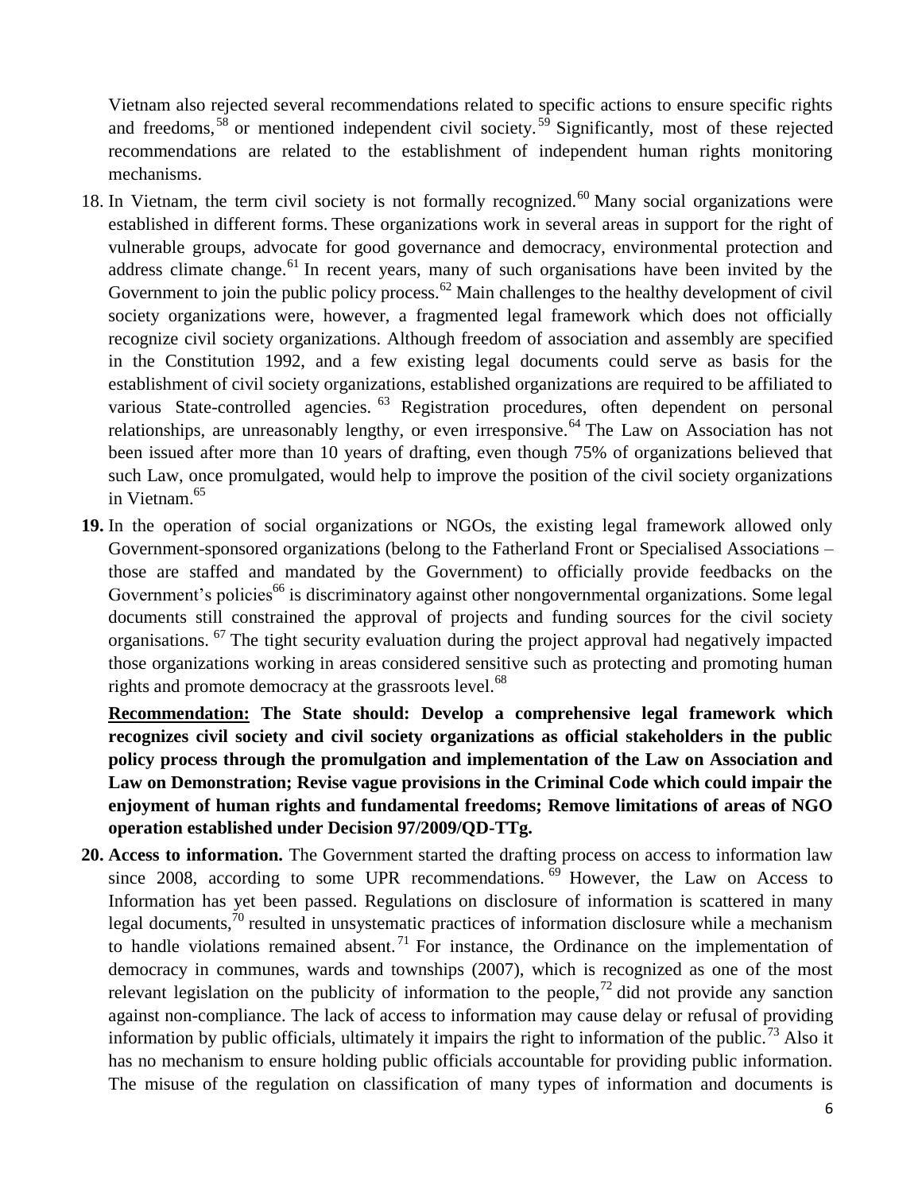Vietnam also rejected several recommendations related to specific actions to ensure specific rights and freedoms,[58] or mentioned independent civil society.[59] Significantly, most of these rejected recommendations are related to the establishment of independent human rights monitoring mechanisms.

18. In Vietnam, the term civil society is not formally recognized.[60] Many social organizations were established in different forms. These organizations work in several areas in support for the right of vulnerable groups, advocate for good governance and democracy, environmental protection and address climate change.[61] In recent years, many of such organisations have been invited by the Government to join the public policy process.[62] Main challenges to the healthy development of civil society organizations were, however, a fragmented legal framework which does not officially recognize civil society organizations. Although freedom of association and assembly are specified in the Constitution 1992, and a few existing legal documents could serve as basis for the establishment of civil society organizations, established organizations are required to be affiliated to various State-controlled agencies.[63] Registration procedures, often dependent on personal relationships, are unreasonably lengthy, or even irresponsive.[64] The Law on Association has not been issued after more than 10 years of drafting, even though 75% of organizations believed that such Law, once promulgated, would help to improve the position of the civil society organizations in Vietnam.[65]

**19.** In the operation of social organizations or NGOs, the existing legal framework allowed only Government-sponsored organizations (belong to the Fatherland Front or Specialised Associations – those are staffed and mandated by the Government) to officially provide feedbacks on the Government's policies[66] is discriminatory against other nongovernmental organizations. Some legal documents still constrained the approval of projects and funding sources for the civil society organisations.[67] The tight security evaluation during the project approval had negatively impacted those organizations working in areas considered sensitive such as protecting and promoting human rights and promote democracy at the grassroots level.[68]

**<u>Recommendation:</u> The State should: Develop a comprehensive legal framework which recognizes civil society and civil society organizations as official stakeholders in the public policy process through the promulgation and implementation of the Law on Association and Law on Demonstration; Revise vague provisions in the Criminal Code which could impair the enjoyment of human rights and fundamental freedoms; Remove limitations of areas of NGO operation established under Decision 97/2009/QD-TTg.**

**20. Access to information.** The Government started the drafting process on access to information law since 2008, according to some UPR recommendations.[69] However, the Law on Access to Information has yet been passed. Regulations on disclosure of information is scattered in many legal documents,[70] resulted in unsystematic practices of information disclosure while a mechanism to handle violations remained absent.[71] For instance, the Ordinance on the implementation of democracy in communes, wards and townships (2007), which is recognized as one of the most relevant legislation on the publicity of information to the people,[72] did not provide any sanction against non-compliance. The lack of access to information may cause delay or refusal of providing information by public officials, ultimately it impairs the right to information of the public.[73] Also it has no mechanism to ensure holding public officials accountable for providing public information. The misuse of the regulation on classification of many types of information and documents is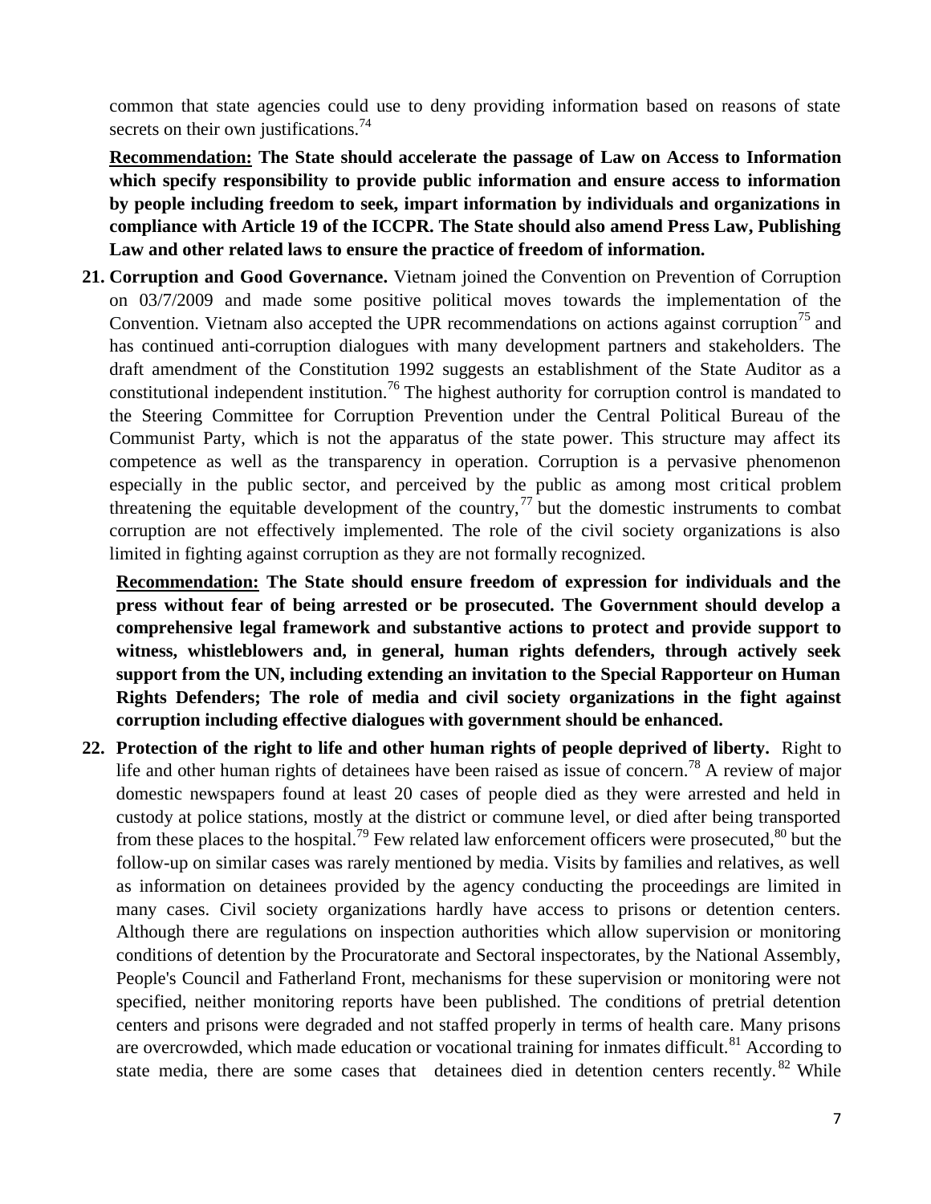common that state agencies could use to deny providing information based on reasons of state secrets on their own justifications.[74]

**<u>Recommendation:</u> The State should accelerate the passage of Law on Access to Information which specify responsibility to provide public information and ensure access to information by people including freedom to seek, impart information by individuals and organizations in compliance with Article 19 of the ICCPR. The State should also amend Press Law, Publishing Law and other related laws to ensure the practice of freedom of information.**

21. **Corruption and Good Governance.** Vietnam joined the Convention on Prevention of Corruption on 03/7/2009 and made some positive political moves towards the implementation of the Convention. Vietnam also accepted the UPR recommendations on actions against corruption[75] and has continued anti-corruption dialogues with many development partners and stakeholders. The draft amendment of the Constitution 1992 suggests an establishment of the State Auditor as a constitutional independent institution.[76] The highest authority for corruption control is mandated to the Steering Committee for Corruption Prevention under the Central Political Bureau of the Communist Party, which is not the apparatus of the state power. This structure may affect its competence as well as the transparency in operation. Corruption is a pervasive phenomenon especially in the public sector, and perceived by the public as among most critical problem threatening the equitable development of the country,[77] but the domestic instruments to combat corruption are not effectively implemented. The role of the civil society organizations is also limited in fighting against corruption as they are not formally recognized.

    **<u>Recommendation:</u> The State should ensure freedom of expression for individuals and the press without fear of being arrested or be prosecuted. The Government should develop a comprehensive legal framework and substantive actions to protect and provide support to witness, whistleblowers and, in general, human rights defenders, through actively seek support from the UN, including extending an invitation to the Special Rapporteur on Human Rights Defenders; The role of media and civil society organizations in the fight against corruption including effective dialogues with government should be enhanced.**

22. **Protection of the right to life and other human rights of people deprived of liberty.** Right to life and other human rights of detainees have been raised as issue of concern.[78] A review of major domestic newspapers found at least 20 cases of people died as they were arrested and held in custody at police stations, mostly at the district or commune level, or died after being transported from these places to the hospital.[79] Few related law enforcement officers were prosecuted,[80] but the follow-up on similar cases was rarely mentioned by media. Visits by families and relatives, as well as information on detainees provided by the agency conducting the proceedings are limited in many cases. Civil society organizations hardly have access to prisons or detention centers. Although there are regulations on inspection authorities which allow supervision or monitoring conditions of detention by the Procuratorate and Sectoral inspectorates, by the National Assembly, People's Council and Fatherland Front, mechanisms for these supervision or monitoring were not specified, neither monitoring reports have been published. The conditions of pretrial detention centers and prisons were degraded and not staffed properly in terms of health care. Many prisons are overcrowded, which made education or vocational training for inmates difficult.[81] According to state media, there are some cases that detainees died in detention centers recently.[82] While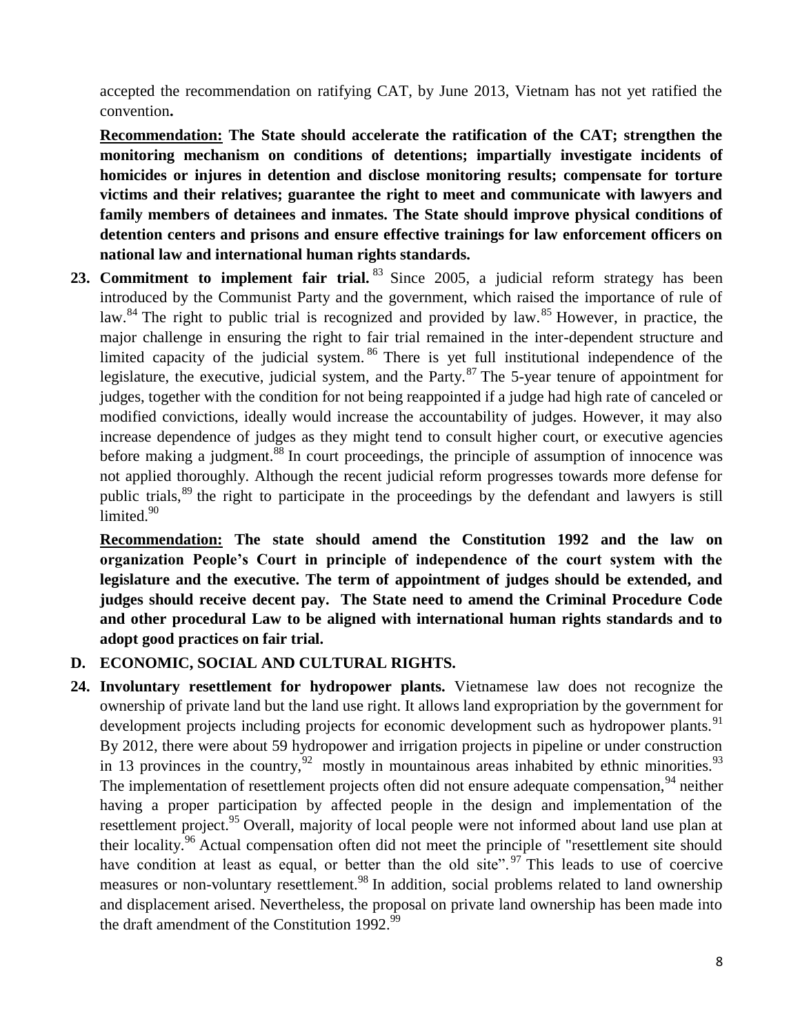accepted the recommendation on ratifying CAT, by June 2013, Vietnam has not yet ratified the convention**.**

**Recommendation: The State should accelerate the ratification of the CAT; strengthen the monitoring mechanism on conditions of detentions; impartially investigate incidents of homicides or injures in detention and disclose monitoring results; compensate for torture victims and their relatives; guarantee the right to meet and communicate with lawyers and family members of detainees and inmates. The State should improve physical conditions of detention centers and prisons and ensure effective trainings for law enforcement officers on national law and international human rights standards.**

**23. Commitment to implement fair trial.** [83] Since 2005, a judicial reform strategy has been introduced by the Communist Party and the government, which raised the importance of rule of law.[84] The right to public trial is recognized and provided by law.[85] However, in practice, the major challenge in ensuring the right to fair trial remained in the inter-dependent structure and limited capacity of the judicial system.[86] There is yet full institutional independence of the legislature, the executive, judicial system, and the Party.[87] The 5-year tenure of appointment for judges, together with the condition for not being reappointed if a judge had high rate of canceled or modified convictions, ideally would increase the accountability of judges. However, it may also increase dependence of judges as they might tend to consult higher court, or executive agencies before making a judgment.[88] In court proceedings, the principle of assumption of innocence was not applied thoroughly. Although the recent judicial reform progresses towards more defense for public trials,[89] the right to participate in the proceedings by the defendant and lawyers is still limited.[90]

**Recommendation: The state should amend the Constitution 1992 and the law on organization People's Court in principle of independence of the court system with the legislature and the executive. The term of appointment of judges should be extended, and judges should receive decent pay. The State need to amend the Criminal Procedure Code and other procedural Law to be aligned with international human rights standards and to adopt good practices on fair trial.**

## D. ECONOMIC, SOCIAL AND CULTURAL RIGHTS.

**24. Involuntary resettlement for hydropower plants.** Vietnamese law does not recognize the ownership of private land but the land use right. It allows land expropriation by the government for development projects including projects for economic development such as hydropower plants.[91] By 2012, there were about 59 hydropower and irrigation projects in pipeline or under construction in 13 provinces in the country,[92] mostly in mountainous areas inhabited by ethnic minorities.[93] The implementation of resettlement projects often did not ensure adequate compensation,[94] neither having a proper participation by affected people in the design and implementation of the resettlement project.[95] Overall, majority of local people were not informed about land use plan at their locality.[96] Actual compensation often did not meet the principle of "resettlement site should have condition at least as equal, or better than the old site".[97] This leads to use of coercive measures or non-voluntary resettlement.[98] In addition, social problems related to land ownership and displacement arised. Nevertheless, the proposal on private land ownership has been made into the draft amendment of the Constitution 1992.[99]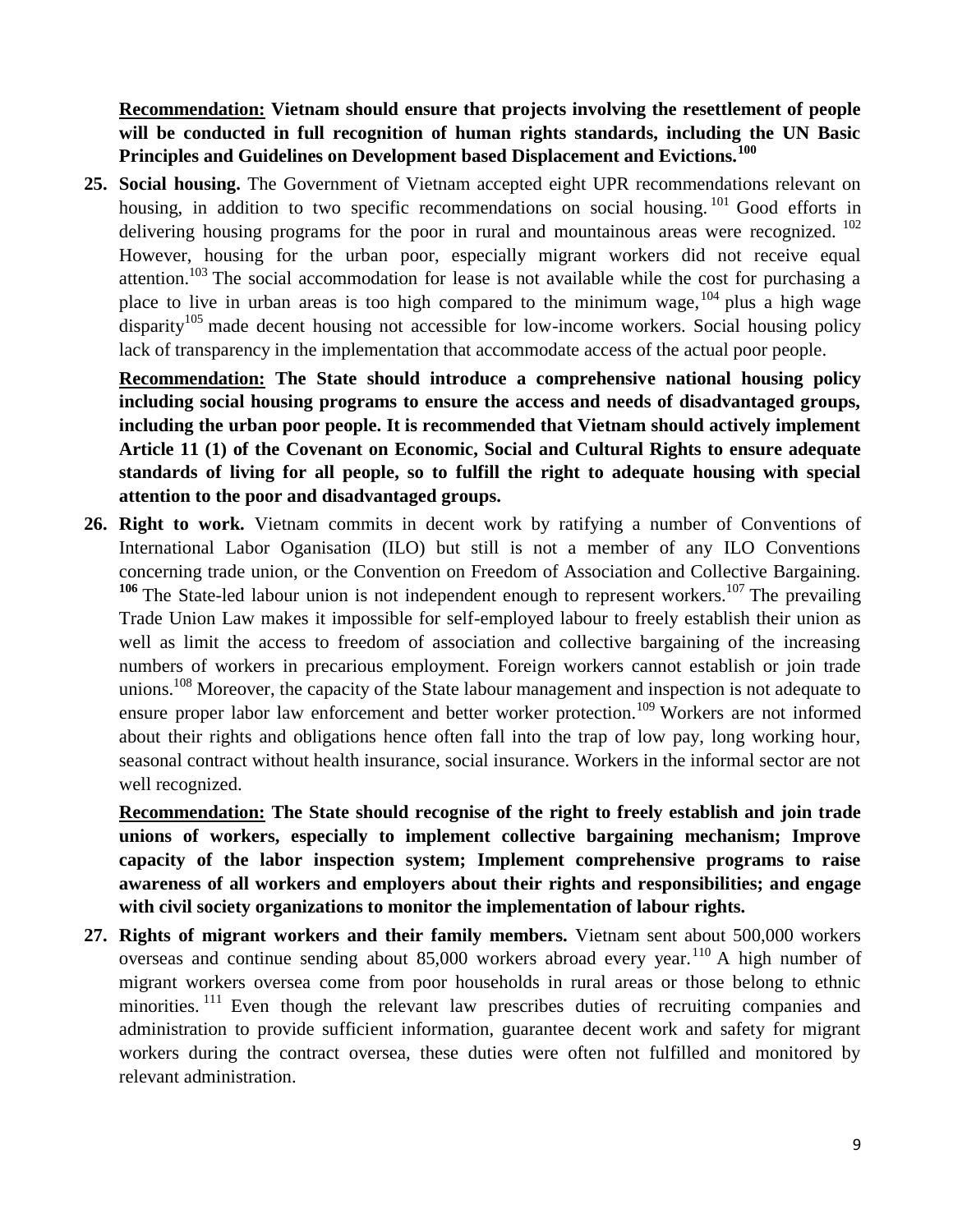**Recommendation: Vietnam should ensure that projects involving the resettlement of people will be conducted in full recognition of human rights standards, including the UN Basic Principles and Guidelines on Development based Displacement and Evictions.[100]**

25. **Social housing.** The Government of Vietnam accepted eight UPR recommendations relevant on housing, in addition to two specific recommendations on social housing.[101] Good efforts in delivering housing programs for the poor in rural and mountainous areas were recognized.[102] However, housing for the urban poor, especially migrant workers did not receive equal attention.[103] The social accommodation for lease is not available while the cost for purchasing a place to live in urban areas is too high compared to the minimum wage,[104] plus a high wage disparity[105] made decent housing not accessible for low-income workers. Social housing policy lack of transparency in the implementation that accommodate access of the actual poor people.

   **Recommendation: The State should introduce a comprehensive national housing policy including social housing programs to ensure the access and needs of disadvantaged groups, including the urban poor people. It is recommended that Vietnam should actively implement Article 11 (1) of the Covenant on Economic, Social and Cultural Rights to ensure adequate standards of living for all people, so to fulfill the right to adequate housing with special attention to the poor and disadvantaged groups.**

26. **Right to work.** Vietnam commits in decent work by ratifying a number of Conventions of International Labor Oganisation (ILO) but still is not a member of any ILO Conventions concerning trade union, or the Convention on Freedom of Association and Collective Bargaining.[106] The State-led labour union is not independent enough to represent workers.[107] The prevailing Trade Union Law makes it impossible for self-employed labour to freely establish their union as well as limit the access to freedom of association and collective bargaining of the increasing numbers of workers in precarious employment. Foreign workers cannot establish or join trade unions.[108] Moreover, the capacity of the State labour management and inspection is not adequate to ensure proper labor law enforcement and better worker protection.[109] Workers are not informed about their rights and obligations hence often fall into the trap of low pay, long working hour, seasonal contract without health insurance, social insurance. Workers in the informal sector are not well recognized.

   **Recommendation: The State should recognise of the right to freely establish and join trade unions of workers, especially to implement collective bargaining mechanism; Improve capacity of the labor inspection system; Implement comprehensive programs to raise awareness of all workers and employers about their rights and responsibilities; and engage with civil society organizations to monitor the implementation of labour rights.**

27. **Rights of migrant workers and their family members.** Vietnam sent about 500,000 workers overseas and continue sending about 85,000 workers abroad every year.[110] A high number of migrant workers oversea come from poor households in rural areas or those belong to ethnic minorities.[111] Even though the relevant law prescribes duties of recruiting companies and administration to provide sufficient information, guarantee decent work and safety for migrant workers during the contract oversea, these duties were often not fulfilled and monitored by relevant administration.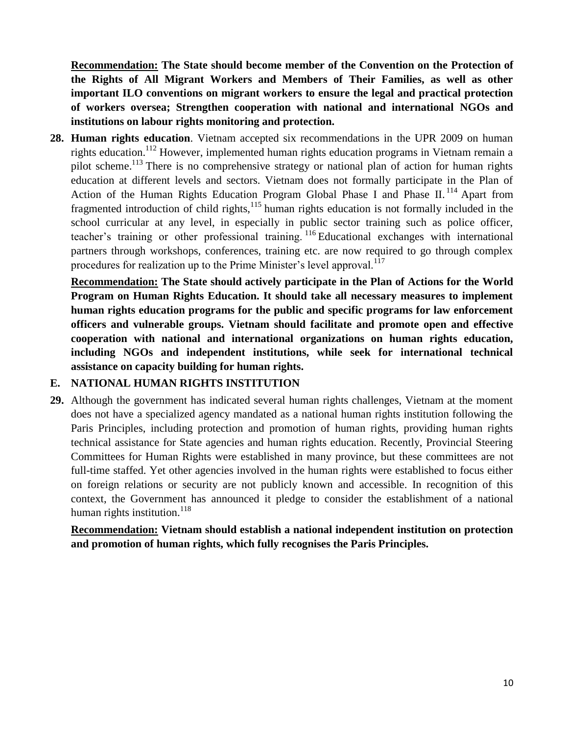**<u>Recommendation:</u> The State should become member of the Convention on the Protection of the Rights of All Migrant Workers and Members of Their Families, as well as other important ILO conventions on migrant workers to ensure the legal and practical protection of workers oversea; Strengthen cooperation with national and international NGOs and institutions on labour rights monitoring and protection.**

**28. Human rights education**. Vietnam accepted six recommendations in the UPR 2009 on human rights education.[112] However, implemented human rights education programs in Vietnam remain a pilot scheme.[113] There is no comprehensive strategy or national plan of action for human rights education at different levels and sectors. Vietnam does not formally participate in the Plan of Action of the Human Rights Education Program Global Phase I and Phase II.[114] Apart from fragmented introduction of child rights,[115] human rights education is not formally included in the school curricular at any level, in especially in public sector training such as police officer, teacher's training or other professional training.[116] Educational exchanges with international partners through workshops, conferences, training etc. are now required to go through complex procedures for realization up to the Prime Minister's level approval.[117]

**<u>Recommendation:</u> The State should actively participate in the Plan of Actions for the World Program on Human Rights Education. It should take all necessary measures to implement human rights education programs for the public and specific programs for law enforcement officers and vulnerable groups. Vietnam should facilitate and promote open and effective cooperation with national and international organizations on human rights education, including NGOs and independent institutions, while seek for international technical assistance on capacity building for human rights.**

## E. NATIONAL HUMAN RIGHTS INSTITUTION

**29.** Although the government has indicated several human rights challenges, Vietnam at the moment does not have a specialized agency mandated as a national human rights institution following the Paris Principles, including protection and promotion of human rights, providing human rights technical assistance for State agencies and human rights education. Recently, Provincial Steering Committees for Human Rights were established in many province, but these committees are not full-time staffed. Yet other agencies involved in the human rights were established to focus either on foreign relations or security are not publicly known and accessible. In recognition of this context, the Government has announced it pledge to consider the establishment of a national human rights institution.[118]

**<u>Recommendation:</u> Vietnam should establish a national independent institution on protection and promotion of human rights, which fully recognises the Paris Principles.**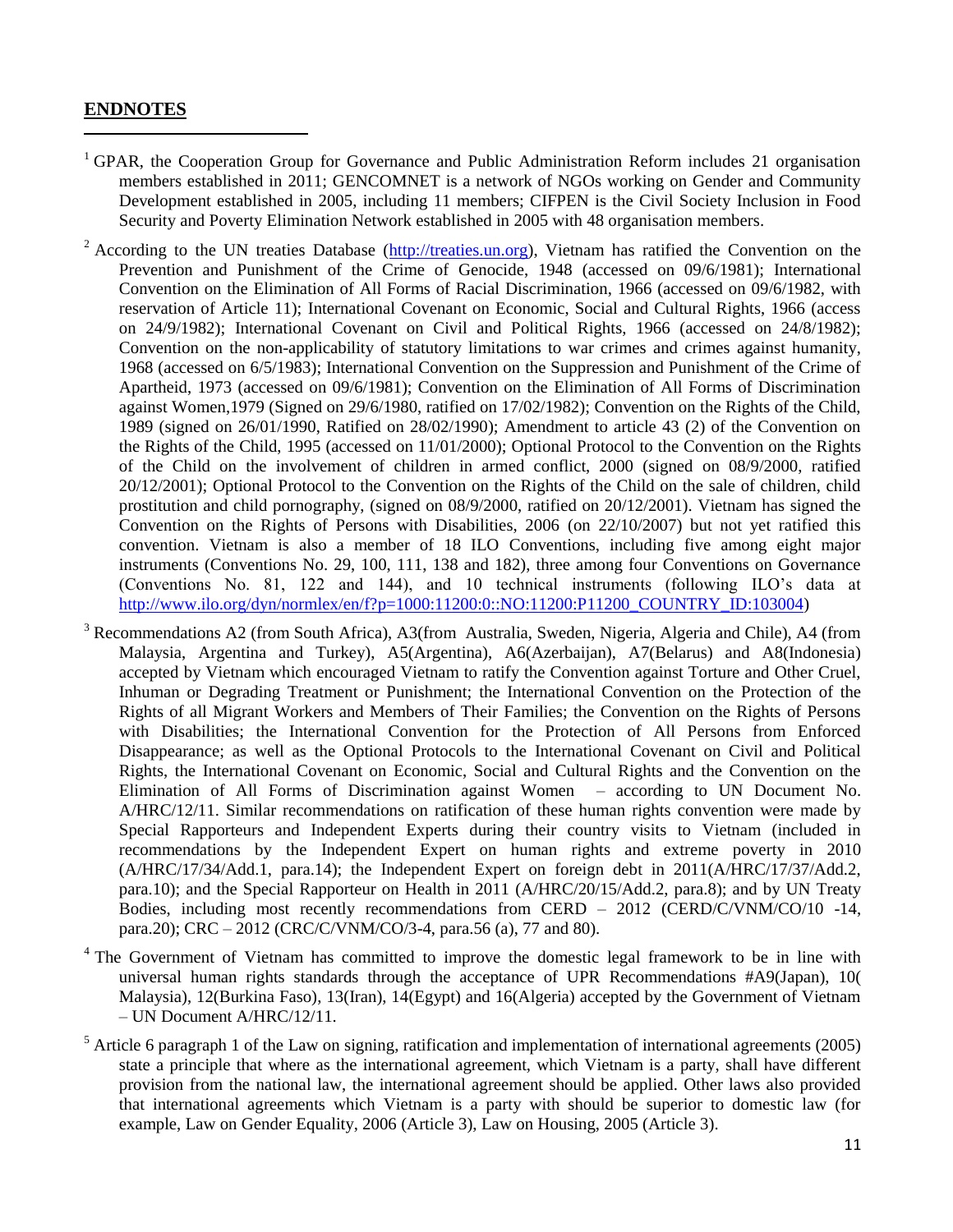## ENDNOTES

[1] GPAR, the Cooperation Group for Governance and Public Administration Reform includes 21 organisation members established in 2011; GENCOMNET is a network of NGOs working on Gender and Community Development established in 2005, including 11 members; CIFPEN is the Civil Society Inclusion in Food Security and Poverty Elimination Network established in 2005 with 48 organisation members.

[2] According to the UN treaties Database (http://treaties.un.org), Vietnam has ratified the Convention on the Prevention and Punishment of the Crime of Genocide, 1948 (accessed on 09/6/1981); International Convention on the Elimination of All Forms of Racial Discrimination, 1966 (accessed on 09/6/1982, with reservation of Article 11); International Covenant on Economic, Social and Cultural Rights, 1966 (access on 24/9/1982); International Covenant on Civil and Political Rights, 1966 (accessed on 24/8/1982); Convention on the non-applicability of statutory limitations to war crimes and crimes against humanity, 1968 (accessed on 6/5/1983); International Convention on the Suppression and Punishment of the Crime of Apartheid, 1973 (accessed on 09/6/1981); Convention on the Elimination of All Forms of Discrimination against Women,1979 (Signed on 29/6/1980, ratified on 17/02/1982); Convention on the Rights of the Child, 1989 (signed on 26/01/1990, Ratified on 28/02/1990); Amendment to article 43 (2) of the Convention on the Rights of the Child, 1995 (accessed on 11/01/2000); Optional Protocol to the Convention on the Rights of the Child on the involvement of children in armed conflict, 2000 (signed on 08/9/2000, ratified 20/12/2001); Optional Protocol to the Convention on the Rights of the Child on the sale of children, child prostitution and child pornography, (signed on 08/9/2000, ratified on 20/12/2001). Vietnam has signed the Convention on the Rights of Persons with Disabilities, 2006 (on 22/10/2007) but not yet ratified this convention. Vietnam is also a member of 18 ILO Conventions, including five among eight major instruments (Conventions No. 29, 100, 111, 138 and 182), three among four Conventions on Governance (Conventions No. 81, 122 and 144), and 10 technical instruments (following ILO's data at http://www.ilo.org/dyn/normlex/en/f?p=1000:11200:0::NO:11200:P11200_COUNTRY_ID:103004)

[3] Recommendations A2 (from South Africa), A3(from Australia, Sweden, Nigeria, Algeria and Chile), A4 (from Malaysia, Argentina and Turkey), A5(Argentina), A6(Azerbaijan), A7(Belarus) and A8(Indonesia) accepted by Vietnam which encouraged Vietnam to ratify the Convention against Torture and Other Cruel, Inhuman or Degrading Treatment or Punishment; the International Convention on the Protection of the Rights of all Migrant Workers and Members of Their Families; the Convention on the Rights of Persons with Disabilities; the International Convention for the Protection of All Persons from Enforced Disappearance; as well as the Optional Protocols to the International Covenant on Civil and Political Rights, the International Covenant on Economic, Social and Cultural Rights and the Convention on the Elimination of All Forms of Discrimination against Women – according to UN Document No. A/HRC/12/11. Similar recommendations on ratification of these human rights convention were made by Special Rapporteurs and Independent Experts during their country visits to Vietnam (included in recommendations by the Independent Expert on human rights and extreme poverty in 2010 (A/HRC/17/34/Add.1, para.14); the Independent Expert on foreign debt in 2011(A/HRC/17/37/Add.2, para.10); and the Special Rapporteur on Health in 2011 (A/HRC/20/15/Add.2, para.8); and by UN Treaty Bodies, including most recently recommendations from CERD – 2012 (CERD/C/VNM/CO/10 -14, para.20); CRC – 2012 (CRC/C/VNM/CO/3-4, para.56 (a), 77 and 80).

[4] The Government of Vietnam has committed to improve the domestic legal framework to be in line with universal human rights standards through the acceptance of UPR Recommendations #A9(Japan), 10( Malaysia), 12(Burkina Faso), 13(Iran), 14(Egypt) and 16(Algeria) accepted by the Government of Vietnam – UN Document A/HRC/12/11.

[5] Article 6 paragraph 1 of the Law on signing, ratification and implementation of international agreements (2005) state a principle that where as the international agreement, which Vietnam is a party, shall have different provision from the national law, the international agreement should be applied. Other laws also provided that international agreements which Vietnam is a party with should be superior to domestic law (for example, Law on Gender Equality, 2006 (Article 3), Law on Housing, 2005 (Article 3).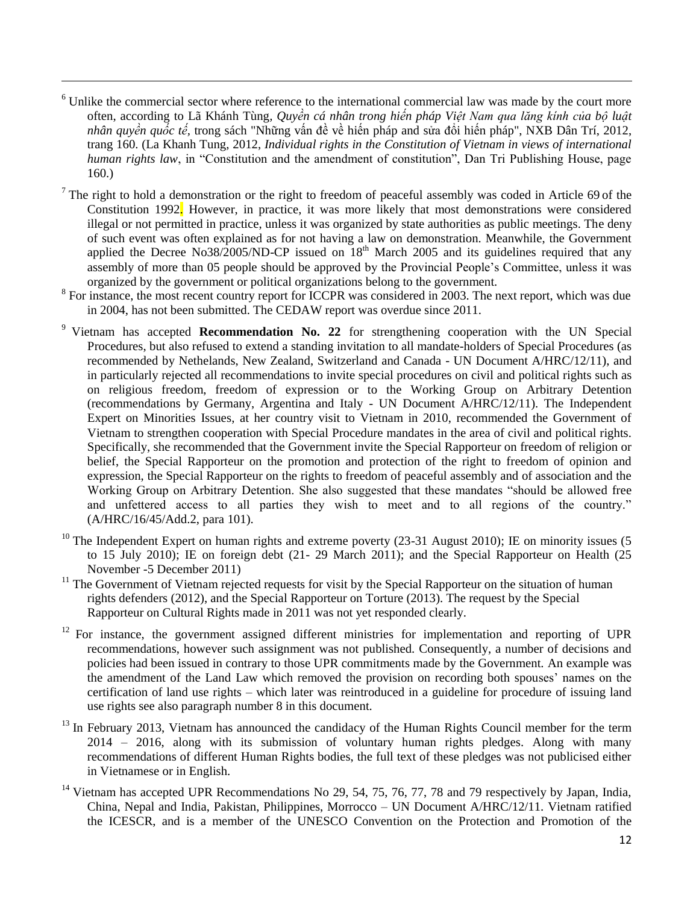[6] Unlike the commercial sector where reference to the international commercial law was made by the court more often, according to Lã Khánh Tùng, *Quyền cá nhân trong hiến pháp Việt Nam qua lăng kính của bộ luật nhân quyền quốc tế*, trong sách "Những vấn đề về hiến pháp and sửa đổi hiến pháp", NXB Dân Trí, 2012, trang 160. (La Khanh Tung, 2012, *Individual rights in the Constitution of Vietnam in views of international human rights law*, in "Constitution and the amendment of constitution", Dan Tri Publishing House, page 160.)

[7] The right to hold a demonstration or the right to freedom of peaceful assembly was coded in Article 69 of the Constitution 1992. However, in practice, it was more likely that most demonstrations were considered illegal or not permitted in practice, unless it was organized by state authorities as public meetings. The deny of such event was often explained as for not having a law on demonstration. Meanwhile, the Government applied the Decree No38/2005/ND-CP issued on 18th March 2005 and its guidelines required that any assembly of more than 05 people should be approved by the Provincial People's Committee, unless it was organized by the government or political organizations belong to the government.

[8] For instance, the most recent country report for ICCPR was considered in 2003. The next report, which was due in 2004, has not been submitted. The CEDAW report was overdue since 2011.

[9] Vietnam has accepted **Recommendation No. 22** for strengthening cooperation with the UN Special Procedures, but also refused to extend a standing invitation to all mandate-holders of Special Procedures (as recommended by Nethelands, New Zealand, Switzerland and Canada - UN Document A/HRC/12/11), and in particularly rejected all recommendations to invite special procedures on civil and political rights such as on religious freedom, freedom of expression or to the Working Group on Arbitrary Detention (recommendations by Germany, Argentina and Italy - UN Document A/HRC/12/11). The Independent Expert on Minorities Issues, at her country visit to Vietnam in 2010, recommended the Government of Vietnam to strengthen cooperation with Special Procedure mandates in the area of civil and political rights. Specifically, she recommended that the Government invite the Special Rapporteur on freedom of religion or belief, the Special Rapporteur on the promotion and protection of the right to freedom of opinion and expression, the Special Rapporteur on the rights to freedom of peaceful assembly and of association and the Working Group on Arbitrary Detention. She also suggested that these mandates "should be allowed free and unfettered access to all parties they wish to meet and to all regions of the country." (A/HRC/16/45/Add.2, para 101).

[10] The Independent Expert on human rights and extreme poverty (23-31 August 2010); IE on minority issues (5 to 15 July 2010); IE on foreign debt (21- 29 March 2011); and the Special Rapporteur on Health (25 November -5 December 2011)

[11] The Government of Vietnam rejected requests for visit by the Special Rapporteur on the situation of human rights defenders (2012), and the Special Rapporteur on Torture (2013). The request by the Special Rapporteur on Cultural Rights made in 2011 was not yet responded clearly.

[12] For instance, the government assigned different ministries for implementation and reporting of UPR recommendations, however such assignment was not published. Consequently, a number of decisions and policies had been issued in contrary to those UPR commitments made by the Government. An example was the amendment of the Land Law which removed the provision on recording both spouses' names on the certification of land use rights – which later was reintroduced in a guideline for procedure of issuing land use rights see also paragraph number 8 in this document.

[13] In February 2013, Vietnam has announced the candidacy of the Human Rights Council member for the term 2014 – 2016, along with its submission of voluntary human rights pledges. Along with many recommendations of different Human Rights bodies, the full text of these pledges was not publicised either in Vietnamese or in English.

[14] Vietnam has accepted UPR Recommendations No 29, 54, 75, 76, 77, 78 and 79 respectively by Japan, India, China, Nepal and India, Pakistan, Philippines, Morrocco – UN Document A/HRC/12/11. Vietnam ratified the ICESCR, and is a member of the UNESCO Convention on the Protection and Promotion of the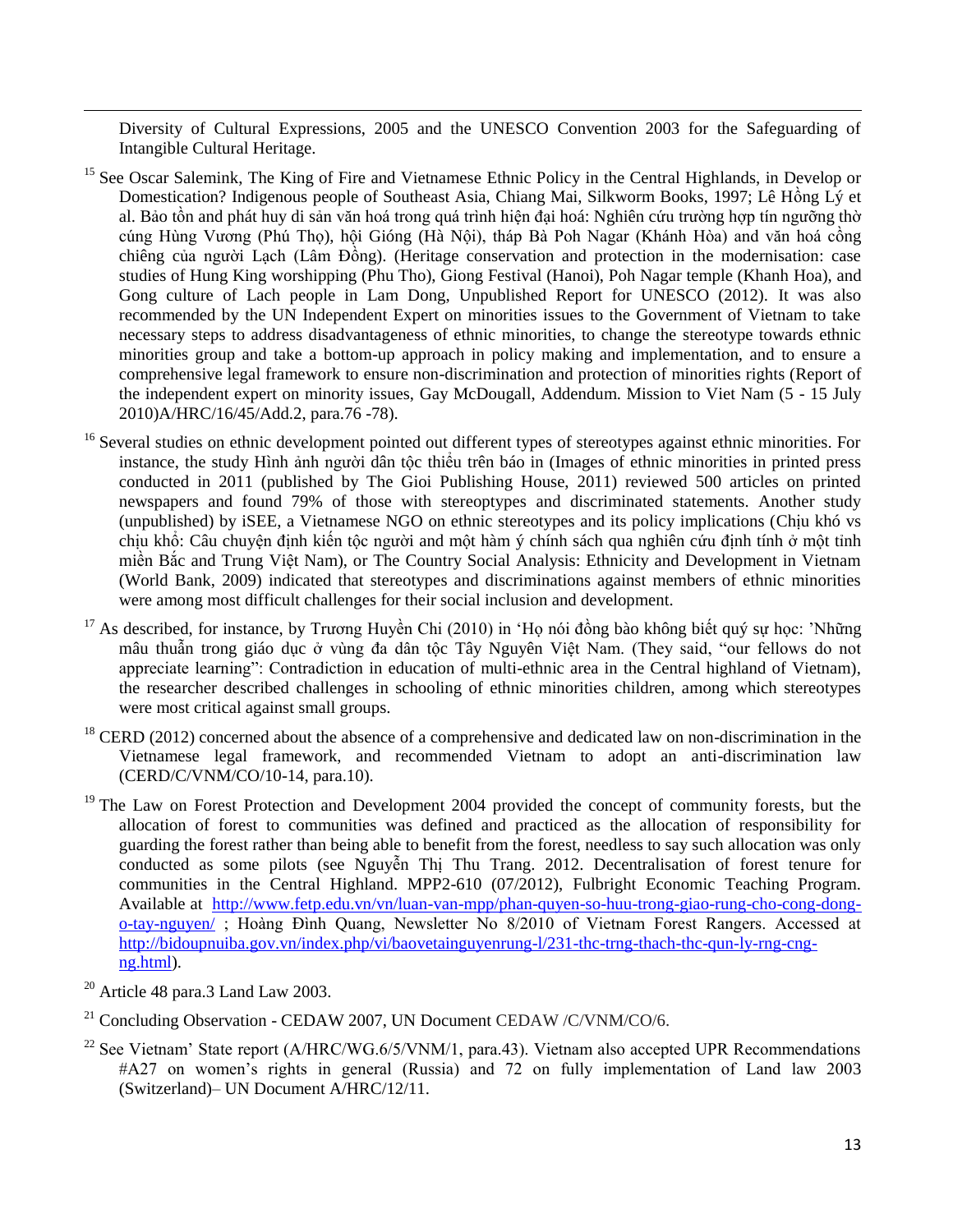Diversity of Cultural Expressions, 2005 and the UNESCO Convention 2003 for the Safeguarding of Intangible Cultural Heritage.

[15] See Oscar Salemink, The King of Fire and Vietnamese Ethnic Policy in the Central Highlands, in Develop or Domestication? Indigenous people of Southeast Asia, Chiang Mai, Silkworm Books, 1997; Lê Hồng Lý et al. Bảo tồn and phát huy di sản văn hoá trong quá trình hiện đại hoá: Nghiên cứu trường hợp tín ngưỡng thờ cúng Hùng Vương (Phú Thọ), hội Gióng (Hà Nội), tháp Bà Poh Nagar (Khánh Hòa) and văn hoá cồng chiêng của người Lạch (Lâm Đồng). (Heritage conservation and protection in the modernisation: case studies of Hung King worshipping (Phu Tho), Giong Festival (Hanoi), Poh Nagar temple (Khanh Hoa), and Gong culture of Lach people in Lam Dong, Unpublished Report for UNESCO (2012). It was also recommended by the UN Independent Expert on minorities issues to the Government of Vietnam to take necessary steps to address disadvantageness of ethnic minorities, to change the stereotype towards ethnic minorities group and take a bottom-up approach in policy making and implementation, and to ensure a comprehensive legal framework to ensure non-discrimination and protection of minorities rights (Report of the independent expert on minority issues, Gay McDougall, Addendum. Mission to Viet Nam (5 - 15 July 2010)A/HRC/16/45/Add.2, para.76 -78).

[16] Several studies on ethnic development pointed out different types of stereotypes against ethnic minorities. For instance, the study Hình ảnh người dân tộc thiểu trên báo in (Images of ethnic minorities in printed press conducted in 2011 (published by The Gioi Publishing House, 2011) reviewed 500 articles on printed newspapers and found 79% of those with stereoptypes and discriminated statements. Another study (unpublished) by iSEE, a Vietnamese NGO on ethnic stereotypes and its policy implications (Chịu khó vs chịu khổ: Câu chuyện định kiến tộc người and một hàm ý chính sách qua nghiên cứu định tính ở một tỉnh miền Bắc and Trung Việt Nam), or The Country Social Analysis: Ethnicity and Development in Vietnam (World Bank, 2009) indicated that stereotypes and discriminations against members of ethnic minorities were among most difficult challenges for their social inclusion and development.

[17] As described, for instance, by Trương Huyền Chi (2010) in 'Họ nói đồng bào không biết quý sự học: 'Những mâu thuẫn trong giáo dục ở vùng đa dân tộc Tây Nguyên Việt Nam. (They said, "our fellows do not appreciate learning": Contradiction in education of multi-ethnic area in the Central highland of Vietnam), the researcher described challenges in schooling of ethnic minorities children, among which stereotypes were most critical against small groups.

[18] CERD (2012) concerned about the absence of a comprehensive and dedicated law on non-discrimination in the Vietnamese legal framework, and recommended Vietnam to adopt an anti-discrimination law (CERD/C/VNM/CO/10-14, para.10).

[19] The Law on Forest Protection and Development 2004 provided the concept of community forests, but the allocation of forest to communities was defined and practiced as the allocation of responsibility for guarding the forest rather than being able to benefit from the forest, needless to say such allocation was only conducted as some pilots (see Nguyễn Thị Thu Trang. 2012. Decentralisation of forest tenure for communities in the Central Highland. MPP2-610 (07/2012), Fulbright Economic Teaching Program. Available at http://www.fetp.edu.vn/vn/luan-van-mpp/phan-quyen-so-huu-trong-giao-rung-cho-cong-dong-o-tay-nguyen/ ; Hoàng Đình Quang, Newsletter No 8/2010 of Vietnam Forest Rangers. Accessed at http://bidoupnuiba.gov.vn/index.php/vi/baovetainguyenrung-l/231-thc-trng-thach-thc-qun-ly-rng-cng-ng.html).

[20] Article 48 para.3 Land Law 2003.

[21] Concluding Observation - CEDAW 2007, UN Document CEDAW /C/VNM/CO/6.

[22] See Vietnam' State report (A/HRC/WG.6/5/VNM/1, para.43). Vietnam also accepted UPR Recommendations #A27 on women's rights in general (Russia) and 72 on fully implementation of Land law 2003 (Switzerland)– UN Document A/HRC/12/11.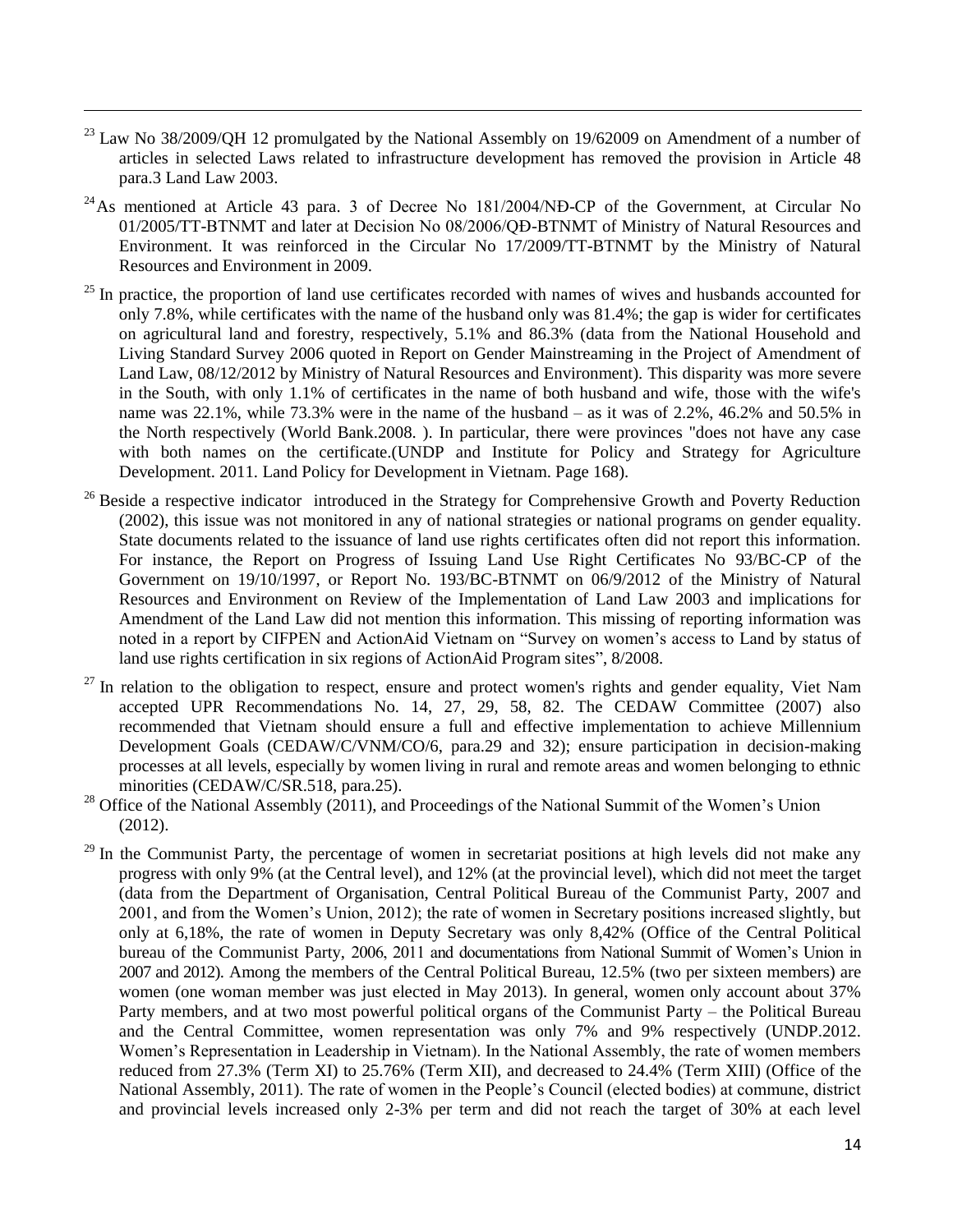[23] Law No 38/2009/QH 12 promulgated by the National Assembly on 19/62009 on Amendment of a number of articles in selected Laws related to infrastructure development has removed the provision in Article 48 para.3 Land Law 2003.

[24] As mentioned at Article 43 para. 3 of Decree No 181/2004/NĐ-CP of the Government, at Circular No 01/2005/TT-BTNMT and later at Decision No 08/2006/QĐ-BTNMT of Ministry of Natural Resources and Environment. It was reinforced in the Circular No 17/2009/TT-BTNMT by the Ministry of Natural Resources and Environment in 2009.

[25] In practice, the proportion of land use certificates recorded with names of wives and husbands accounted for only 7.8%, while certificates with the name of the husband only was 81.4%; the gap is wider for certificates on agricultural land and forestry, respectively, 5.1% and 86.3% (data from the National Household and Living Standard Survey 2006 quoted in Report on Gender Mainstreaming in the Project of Amendment of Land Law, 08/12/2012 by Ministry of Natural Resources and Environment). This disparity was more severe in the South, with only 1.1% of certificates in the name of both husband and wife, those with the wife's name was 22.1%, while 73.3% were in the name of the husband – as it was of 2.2%, 46.2% and 50.5% in the North respectively (World Bank.2008. ). In particular, there were provinces "does not have any case with both names on the certificate.(UNDP and Institute for Policy and Strategy for Agriculture Development. 2011. Land Policy for Development in Vietnam. Page 168).

[26] Beside a respective indicator introduced in the Strategy for Comprehensive Growth and Poverty Reduction (2002), this issue was not monitored in any of national strategies or national programs on gender equality. State documents related to the issuance of land use rights certificates often did not report this information. For instance, the Report on Progress of Issuing Land Use Right Certificates No 93/BC-CP of the Government on 19/10/1997, or Report No. 193/BC-BTNMT on 06/9/2012 of the Ministry of Natural Resources and Environment on Review of the Implementation of Land Law 2003 and implications for Amendment of the Land Law did not mention this information. This missing of reporting information was noted in a report by CIFPEN and ActionAid Vietnam on "Survey on women's access to Land by status of land use rights certification in six regions of ActionAid Program sites", 8/2008.

[27] In relation to the obligation to respect, ensure and protect women's rights and gender equality, Viet Nam accepted UPR Recommendations No. 14, 27, 29, 58, 82. The CEDAW Committee (2007) also recommended that Vietnam should ensure a full and effective implementation to achieve Millennium Development Goals (CEDAW/C/VNM/CO/6, para.29 and 32); ensure participation in decision-making processes at all levels, especially by women living in rural and remote areas and women belonging to ethnic minorities (CEDAW/C/SR.518, para.25).

[28] Office of the National Assembly (2011), and Proceedings of the National Summit of the Women's Union (2012).

[29] In the Communist Party, the percentage of women in secretariat positions at high levels did not make any progress with only 9% (at the Central level), and 12% (at the provincial level), which did not meet the target (data from the Department of Organisation, Central Political Bureau of the Communist Party, 2007 and 2001, and from the Women's Union, 2012); the rate of women in Secretary positions increased slightly, but only at 6,18%, the rate of women in Deputy Secretary was only 8,42% (Office of the Central Political bureau of the Communist Party, 2006, 2011 and documentations from National Summit of Women's Union in 2007 and 2012). Among the members of the Central Political Bureau, 12.5% (two per sixteen members) are women (one woman member was just elected in May 2013). In general, women only account about 37% Party members, and at two most powerful political organs of the Communist Party – the Political Bureau and the Central Committee, women representation was only 7% and 9% respectively (UNDP.2012. Women's Representation in Leadership in Vietnam). In the National Assembly, the rate of women members reduced from 27.3% (Term XI) to 25.76% (Term XII), and decreased to 24.4% (Term XIII) (Office of the National Assembly, 2011). The rate of women in the People's Council (elected bodies) at commune, district and provincial levels increased only 2-3% per term and did not reach the target of 30% at each level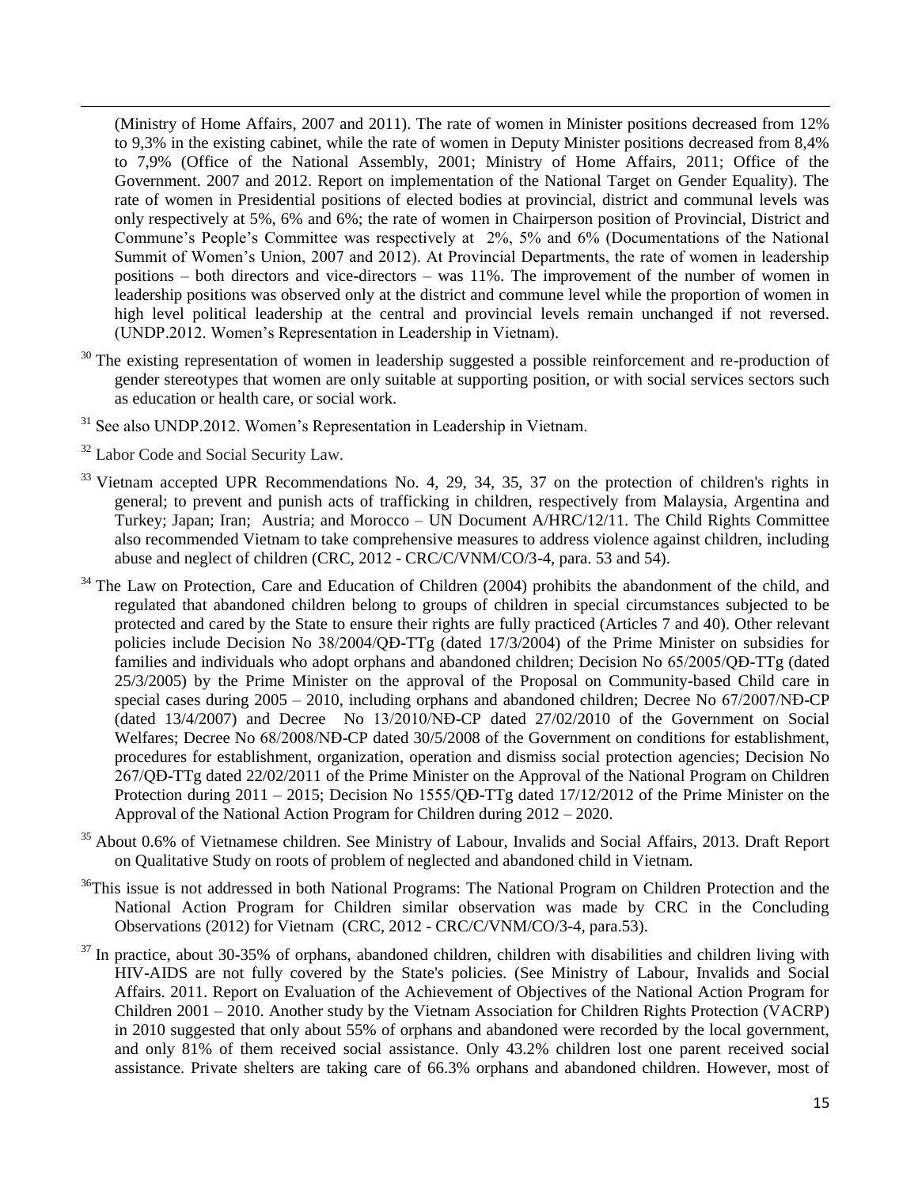(Ministry of Home Affairs, 2007 and 2011). The rate of women in Minister positions decreased from 12% to 9,3% in the existing cabinet, while the rate of women in Deputy Minister positions decreased from 8,4% to 7,9% (Office of the National Assembly, 2001; Ministry of Home Affairs, 2011; Office of the Government. 2007 and 2012. Report on implementation of the National Target on Gender Equality). The rate of women in Presidential positions of elected bodies at provincial, district and communal levels was only respectively at 5%, 6% and 6%; the rate of women in Chairperson position of Provincial, District and Commune's People's Committee was respectively at 2%, 5% and 6% (Documentations of the National Summit of Women's Union, 2007 and 2012). At Provincial Departments, the rate of women in leadership positions – both directors and vice-directors – was 11%. The improvement of the number of women in leadership positions was observed only at the district and commune level while the proportion of women in high level political leadership at the central and provincial levels remain unchanged if not reversed. (UNDP.2012. Women's Representation in Leadership in Vietnam).

[30] The existing representation of women in leadership suggested a possible reinforcement and re-production of gender stereotypes that women are only suitable at supporting position, or with social services sectors such as education or health care, or social work.

[31] See also UNDP.2012. Women's Representation in Leadership in Vietnam.

[32] Labor Code and Social Security Law.

[33] Vietnam accepted UPR Recommendations No. 4, 29, 34, 35, 37 on the protection of children's rights in general; to prevent and punish acts of trafficking in children, respectively from Malaysia, Argentina and Turkey; Japan; Iran; Austria; and Morocco – UN Document A/HRC/12/11. The Child Rights Committee also recommended Vietnam to take comprehensive measures to address violence against children, including abuse and neglect of children (CRC, 2012 - CRC/C/VNM/CO/3-4, para. 53 and 54).

[34] The Law on Protection, Care and Education of Children (2004) prohibits the abandonment of the child, and regulated that abandoned children belong to groups of children in special circumstances subjected to be protected and cared by the State to ensure their rights are fully practiced (Articles 7 and 40). Other relevant policies include Decision No 38/2004/QĐ-TTg (dated 17/3/2004) of the Prime Minister on subsidies for families and individuals who adopt orphans and abandoned children; Decision No 65/2005/QĐ-TTg (dated 25/3/2005) by the Prime Minister on the approval of the Proposal on Community-based Child care in special cases during 2005 – 2010, including orphans and abandoned children; Decree No 67/2007/NĐ-CP (dated 13/4/2007) and Decree No 13/2010/NĐ-CP dated 27/02/2010 of the Government on Social Welfares; Decree No 68/2008/NĐ-CP dated 30/5/2008 of the Government on conditions for establishment, procedures for establishment, organization, operation and dismiss social protection agencies; Decision No 267/QĐ-TTg dated 22/02/2011 of the Prime Minister on the Approval of the National Program on Children Protection during 2011 – 2015; Decision No 1555/QĐ-TTg dated 17/12/2012 of the Prime Minister on the Approval of the National Action Program for Children during 2012 – 2020.

[35] About 0.6% of Vietnamese children. See Ministry of Labour, Invalids and Social Affairs, 2013. Draft Report on Qualitative Study on roots of problem of neglected and abandoned child in Vietnam.

[36] This issue is not addressed in both National Programs: The National Program on Children Protection and the National Action Program for Children similar observation was made by CRC in the Concluding Observations (2012) for Vietnam (CRC, 2012 - CRC/C/VNM/CO/3-4, para.53).

[37] In practice, about 30-35% of orphans, abandoned children, children with disabilities and children living with HIV-AIDS are not fully covered by the State's policies. (See Ministry of Labour, Invalids and Social Affairs. 2011. Report on Evaluation of the Achievement of Objectives of the National Action Program for Children 2001 – 2010. Another study by the Vietnam Association for Children Rights Protection (VACRP) in 2010 suggested that only about 55% of orphans and abandoned were recorded by the local government, and only 81% of them received social assistance. Only 43.2% children lost one parent received social assistance. Private shelters are taking care of 66.3% orphans and abandoned children. However, most of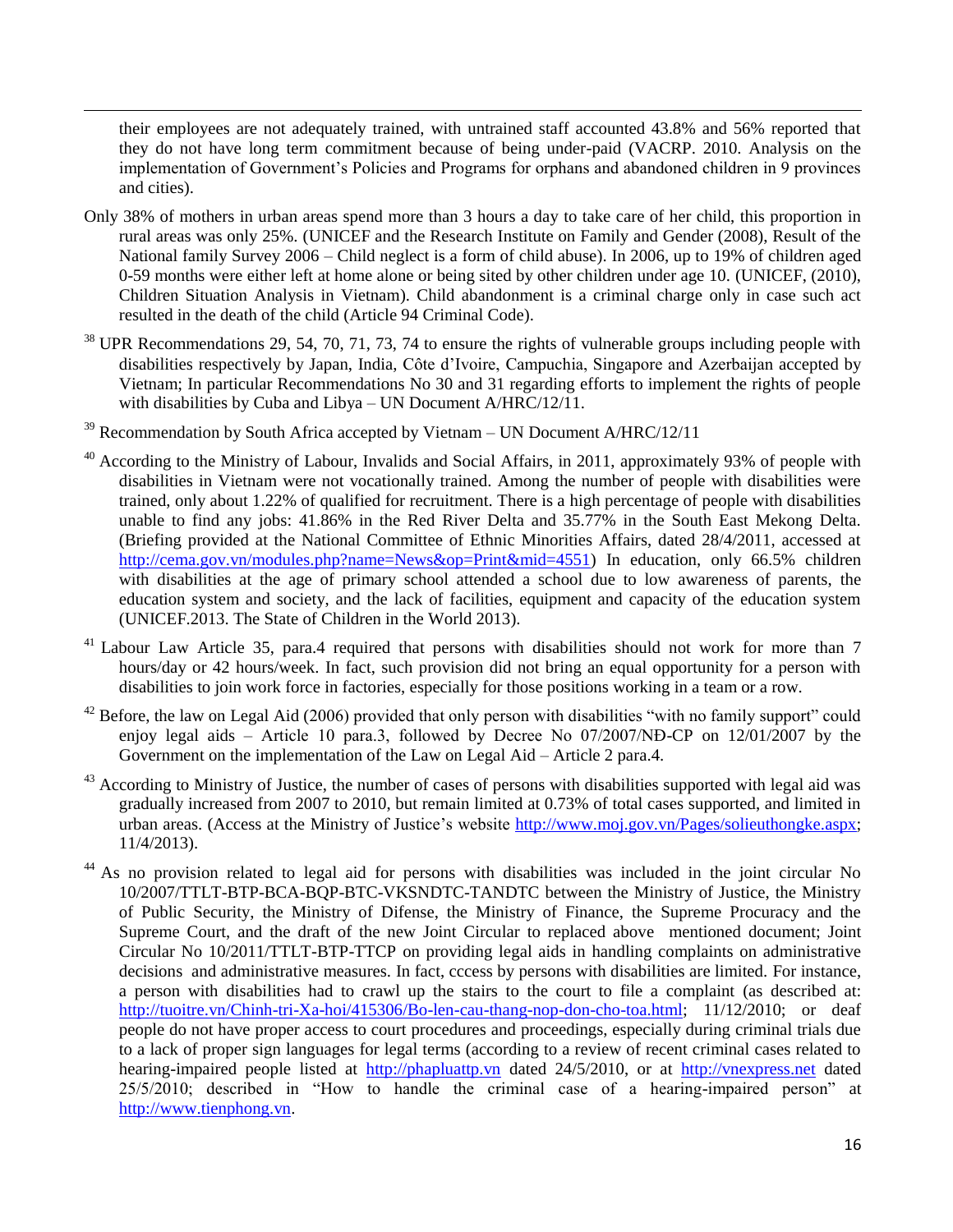their employees are not adequately trained, with untrained staff accounted 43.8% and 56% reported that they do not have long term commitment because of being under-paid (VACRP. 2010. Analysis on the implementation of Government's Policies and Programs for orphans and abandoned children in 9 provinces and cities).

Only 38% of mothers in urban areas spend more than 3 hours a day to take care of her child, this proportion in rural areas was only 25%. (UNICEF and the Research Institute on Family and Gender (2008), Result of the National family Survey 2006 – Child neglect is a form of child abuse). In 2006, up to 19% of children aged 0-59 months were either left at home alone or being sited by other children under age 10. (UNICEF, (2010), Children Situation Analysis in Vietnam). Child abandonment is a criminal charge only in case such act resulted in the death of the child (Article 94 Criminal Code).

[38] UPR Recommendations 29, 54, 70, 71, 73, 74 to ensure the rights of vulnerable groups including people with disabilities respectively by Japan, India, Côte d'Ivoire, Campuchia, Singapore and Azerbaijan accepted by Vietnam; In particular Recommendations No 30 and 31 regarding efforts to implement the rights of people with disabilities by Cuba and Libya – UN Document A/HRC/12/11.

[39] Recommendation by South Africa accepted by Vietnam – UN Document A/HRC/12/11

[40] According to the Ministry of Labour, Invalids and Social Affairs, in 2011, approximately 93% of people with disabilities in Vietnam were not vocationally trained. Among the number of people with disabilities were trained, only about 1.22% of qualified for recruitment. There is a high percentage of people with disabilities unable to find any jobs: 41.86% in the Red River Delta and 35.77% in the South East Mekong Delta. (Briefing provided at the National Committee of Ethnic Minorities Affairs, dated 28/4/2011, accessed at http://cema.gov.vn/modules.php?name=News&op=Print&mid=4551) In education, only 66.5% children with disabilities at the age of primary school attended a school due to low awareness of parents, the education system and society, and the lack of facilities, equipment and capacity of the education system (UNICEF.2013. The State of Children in the World 2013).

[41] Labour Law Article 35, para.4 required that persons with disabilities should not work for more than 7 hours/day or 42 hours/week. In fact, such provision did not bring an equal opportunity for a person with disabilities to join work force in factories, especially for those positions working in a team or a row.

[42] Before, the law on Legal Aid (2006) provided that only person with disabilities "with no family support" could enjoy legal aids – Article 10 para.3, followed by Decree No 07/2007/NĐ-CP on 12/01/2007 by the Government on the implementation of the Law on Legal Aid – Article 2 para.4.

[43] According to Ministry of Justice, the number of cases of persons with disabilities supported with legal aid was gradually increased from 2007 to 2010, but remain limited at 0.73% of total cases supported, and limited in urban areas. (Access at the Ministry of Justice's website http://www.moj.gov.vn/Pages/solieuthongke.aspx; 11/4/2013).

[44] As no provision related to legal aid for persons with disabilities was included in the joint circular No 10/2007/TTLT-BTP-BCA-BQP-BTC-VKSNDTC-TANDTC between the Ministry of Justice, the Ministry of Public Security, the Ministry of Difense, the Ministry of Finance, the Supreme Procuracy and the Supreme Court, and the draft of the new Joint Circular to replaced above mentioned document; Joint Circular No 10/2011/TTLT-BTP-TTCP on providing legal aids in handling complaints on administrative decisions and administrative measures. In fact, cccess by persons with disabilities are limited. For instance, a person with disabilities had to crawl up the stairs to the court to file a complaint (as described at: http://tuoitre.vn/Chinh-tri-Xa-hoi/415306/Bo-len-cau-thang-nop-don-cho-toa.html; 11/12/2010; or deaf people do not have proper access to court procedures and proceedings, especially during criminal trials due to a lack of proper sign languages for legal terms (according to a review of recent criminal cases related to hearing-impaired people listed at http://phapluattp.vn dated 24/5/2010, or at http://vnexpress.net dated 25/5/2010; described in "How to handle the criminal case of a hearing-impaired person" at http://www.tienphong.vn.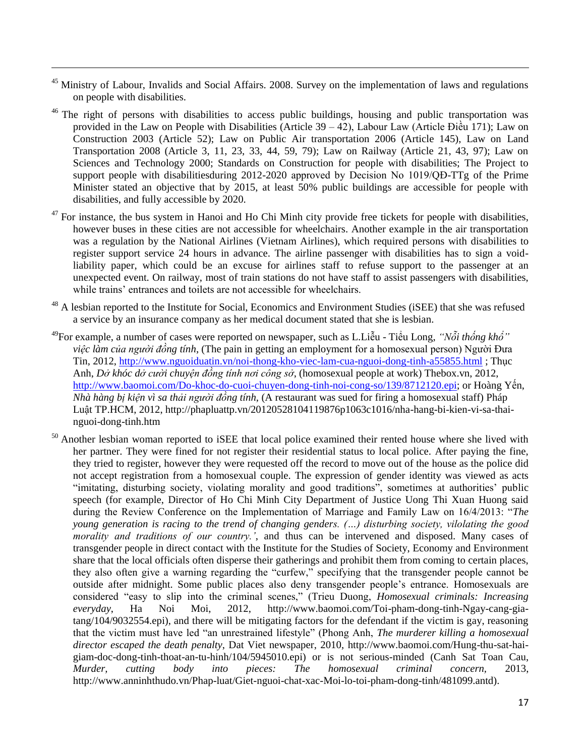[45] Ministry of Labour, Invalids and Social Affairs. 2008. Survey on the implementation of laws and regulations on people with disabilities.

[46] The right of persons with disabilities to access public buildings, housing and public transportation was provided in the Law on People with Disabilities (Article 39 – 42), Labour Law (Article Điều 171); Law on Construction 2003 (Article 52); Law on Public Air transportation 2006 (Article 145), Law on Land Transportation 2008 (Article 3, 11, 23, 33, 44, 59, 79); Law on Railway (Article 21, 43, 97); Law on Sciences and Technology 2000; Standards on Construction for people with disabilities; The Project to support people with disabilitiesduring 2012-2020 approved by Decision No 1019/QĐ-TTg of the Prime Minister stated an objective that by 2015, at least 50% public buildings are accessible for people with disabilities, and fully accessible by 2020.

[47] For instance, the bus system in Hanoi and Ho Chi Minh city provide free tickets for people with disabilities, however buses in these cities are not accessible for wheelchairs. Another example in the air transportation was a regulation by the National Airlines (Vietnam Airlines), which required persons with disabilities to register support service 24 hours in advance. The airline passenger with disabilities has to sign a void-liability paper, which could be an excuse for airlines staff to refuse support to the passenger at an unexpected event. On railway, most of train stations do not have staff to assist passengers with disabilities, while trains' entrances and toilets are not accessible for wheelchairs.

[48] A lesbian reported to the Institute for Social, Economics and Environment Studies (iSEE) that she was refused a service by an insurance company as her medical document stated that she is lesbian.

[49] For example, a number of cases were reported on newspaper, such as L.Liễu - Tiểu Long, *"Nỗi thống khổ" việc làm của người đồng tính*, (The pain in getting an employment for a homosexual person) Người Đưa Tin, 2012, http://www.nguoiduatin.vn/noi-thong-kho-viec-lam-cua-nguoi-dong-tinh-a55855.html ; Thục Anh, *Dở khóc dở cười chuyện đồng tính nơi công sở*, (homosexual people at work) Thebox.vn, 2012, http://www.baomoi.com/Do-khoc-do-cuoi-chuyen-dong-tinh-noi-cong-so/139/8712120.epi; or Hoàng Yến, *Nhà hàng bị kiện vì sa thải người đồng tính*, (A restaurant was sued for firing a homosexual staff) Pháp Luật TP.HCM, 2012, http://phapluattp.vn/20120528104119876p1063c1016/nha-hang-bi-kien-vi-sa-thai-nguoi-dong-tinh.htm

[50] Another lesbian woman reported to iSEE that local police examined their rented house where she lived with her partner. They were fined for not register their residential status to local police. After paying the fine, they tried to register, however they were requested off the record to move out of the house as the police did not accept registration from a homosexual couple. The expression of gender identity was viewed as acts "imitating, disturbing society, violating morality and good traditions", sometimes at authorities' public speech (for example, Director of Ho Chi Minh City Department of Justice Uong Thi Xuan Huong said during the Review Conference on the Implementation of Marriage and Family Law on 16/4/2013: "*The young generation is racing to the trend of changing genders. (…) disturbing society, vilolating the good morality and traditions of our country.'*, and thus can be intervened and disposed. Many cases of transgender people in direct contact with the Institute for the Studies of Society, Economy and Environment share that the local officials often disperse their gatherings and prohibit them from coming to certain places, they also often give a warning regarding the "curfew," specifying that the transgender people cannot be outside after midnight. Some public places also deny transgender people's entrance. Homosexuals are considered "easy to slip into the criminal scenes," (Trieu Duong, *Homosexual criminals: Increasing everyday*, Ha Noi Moi, 2012, http://www.baomoi.com/Toi-pham-dong-tinh-Ngay-cang-gia-tang/104/9032554.epi), and there will be mitigating factors for the defendant if the victim is gay, reasoning that the victim must have led "an unrestrained lifestyle" (Phong Anh, *The murderer killing a homosexual director escaped the death penalty*, Dat Viet newspaper, 2010, http://www.baomoi.com/Hung-thu-sat-hai-giam-doc-dong-tinh-thoat-an-tu-hinh/104/5945010.epi) or is not serious-minded (Canh Sat Toan Cau, *Murder, cutting body into pieces: The homosexual criminal concern*, 2013, http://www.anninhthudo.vn/Phap-luat/Giet-nguoi-chat-xac-Moi-lo-toi-pham-dong-tinh/481099.antd).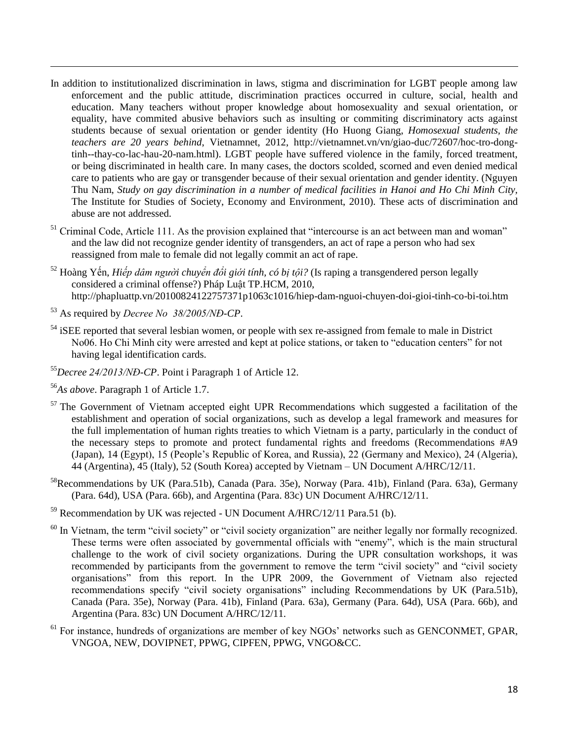In addition to institutionalized discrimination in laws, stigma and discrimination for LGBT people among law enforcement and the public attitude, discrimination practices occurred in culture, social, health and education. Many teachers without proper knowledge about homosexuality and sexual orientation, or equality, have commited abusive behaviors such as insulting or commiting discriminatory acts against students because of sexual orientation or gender identity (Ho Huong Giang, *Homosexual students, the teachers are 20 years behind*, Vietnamnet, 2012, http://vietnamnet.vn/vn/giao-duc/72607/hoc-tro-dong-tinh--thay-co-lac-hau-20-nam.html). LGBT people have suffered violence in the family, forced treatment, or being discriminated in health care. In many cases, the doctors scolded, scorned and even denied medical care to patients who are gay or transgender because of their sexual orientation and gender identity. (Nguyen Thu Nam, *Study on gay discrimination in a number of medical facilities in Hanoi and Ho Chi Minh City,* The Institute for Studies of Society, Economy and Environment, 2010). These acts of discrimination and abuse are not addressed.

[51] Criminal Code, Article 111. As the provision explained that "intercourse is an act between man and woman" and the law did not recognize gender identity of transgenders, an act of rape a person who had sex reassigned from male to female did not legally commit an act of rape.

[52] Hoàng Yến, *Hiếp dâm người chuyển đổi giới tính, có bị tội?* (Is raping a transgendered person legally considered a criminal offense?) Pháp Luật TP.HCM, 2010, http://phapluattp.vn/20100824122757371p1063c1016/hiep-dam-nguoi-chuyen-doi-gioi-tinh-co-bi-toi.htm

[53] As required by *Decree No 38/2005/NĐ-CP*.

[54] iSEE reported that several lesbian women, or people with sex re-assigned from female to male in District No06. Ho Chi Minh city were arrested and kept at police stations, or taken to "education centers" for not having legal identification cards.

[55] *Decree 24/2013/NĐ-CP*. Point i Paragraph 1 of Article 12.

[56] *As above*. Paragraph 1 of Article 1.7.

[57] The Government of Vietnam accepted eight UPR Recommendations which suggested a facilitation of the establishment and operation of social organizations, such as develop a legal framework and measures for the full implementation of human rights treaties to which Vietnam is a party, particularly in the conduct of the necessary steps to promote and protect fundamental rights and freedoms (Recommendations #A9 (Japan), 14 (Egypt), 15 (People's Republic of Korea, and Russia), 22 (Germany and Mexico), 24 (Algeria), 44 (Argentina), 45 (Italy), 52 (South Korea) accepted by Vietnam – UN Document A/HRC/12/11.

[58] Recommendations by UK (Para.51b), Canada (Para. 35e), Norway (Para. 41b), Finland (Para. 63a), Germany (Para. 64d), USA (Para. 66b), and Argentina (Para. 83c) UN Document A/HRC/12/11.

[59] Recommendation by UK was rejected - UN Document A/HRC/12/11 Para.51 (b).

[60] In Vietnam, the term "civil society" or "civil society organization" are neither legally nor formally recognized. These terms were often associated by governmental officials with "enemy", which is the main structural challenge to the work of civil society organizations. During the UPR consultation workshops, it was recommended by participants from the government to remove the term "civil society" and "civil society organisations" from this report. In the UPR 2009, the Government of Vietnam also rejected recommendations specify "civil society organisations" including Recommendations by UK (Para.51b), Canada (Para. 35e), Norway (Para. 41b), Finland (Para. 63a), Germany (Para. 64d), USA (Para. 66b), and Argentina (Para. 83c) UN Document A/HRC/12/11.

[61] For instance, hundreds of organizations are member of key NGOs' networks such as GENCONMET, GPAR, VNGOA, NEW, DOVIPNET, PPWG, CIPFEN, PPWG, VNGO&CC.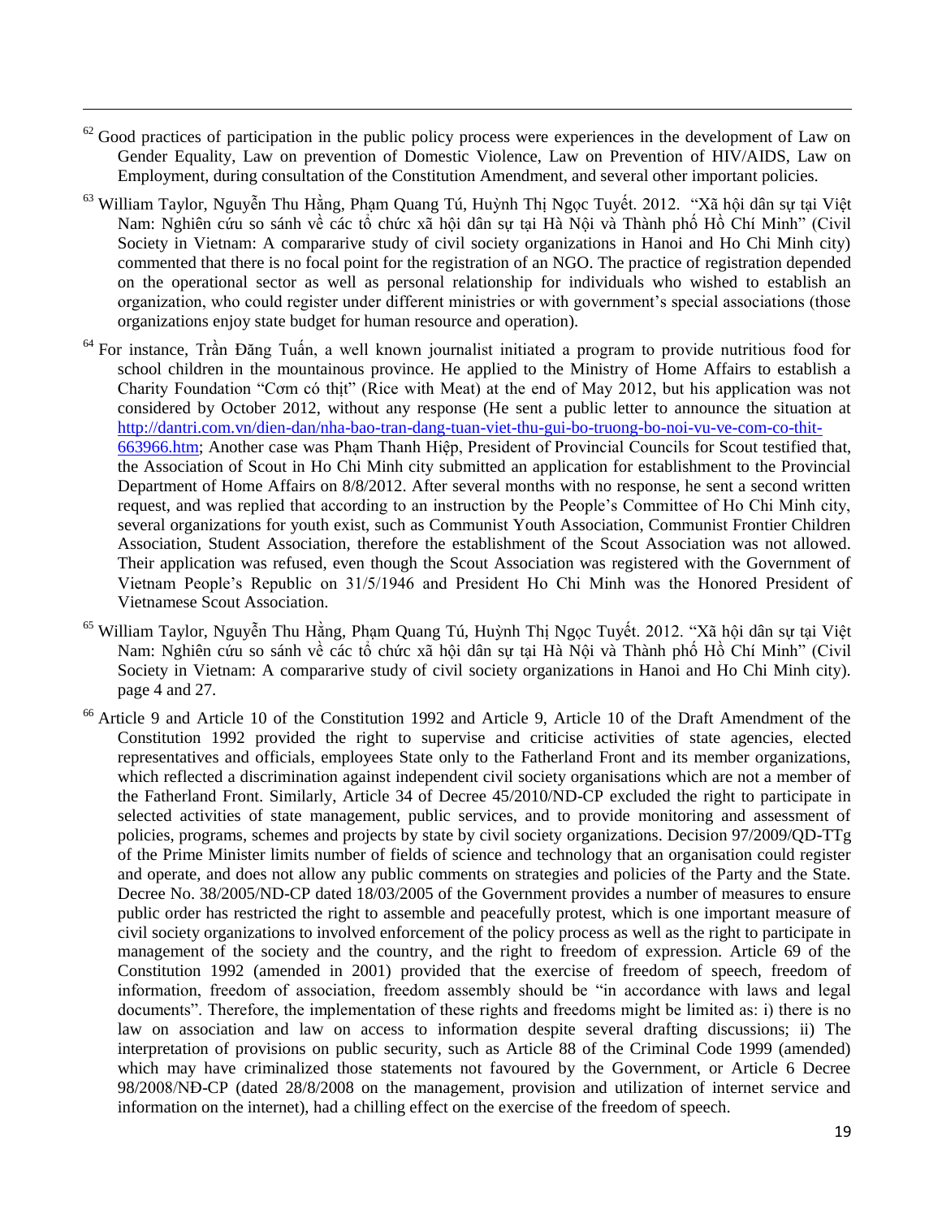[62] Good practices of participation in the public policy process were experiences in the development of Law on Gender Equality, Law on prevention of Domestic Violence, Law on Prevention of HIV/AIDS, Law on Employment, during consultation of the Constitution Amendment, and several other important policies.

[63] William Taylor, Nguyễn Thu Hằng, Phạm Quang Tú, Huỳnh Thị Ngọc Tuyết. 2012. "Xã hội dân sự tại Việt Nam: Nghiên cứu so sánh về các tổ chức xã hội dân sự tại Hà Nội và Thành phố Hồ Chí Minh" (Civil Society in Vietnam: A compararive study of civil society organizations in Hanoi and Ho Chi Minh city) commented that there is no focal point for the registration of an NGO. The practice of registration depended on the operational sector as well as personal relationship for individuals who wished to establish an organization, who could register under different ministries or with government's special associations (those organizations enjoy state budget for human resource and operation).

[64] For instance, Trần Đăng Tuấn, a well known journalist initiated a program to provide nutritious food for school children in the mountainous province. He applied to the Ministry of Home Affairs to establish a Charity Foundation "Cơm có thịt" (Rice with Meat) at the end of May 2012, but his application was not considered by October 2012, without any response (He sent a public letter to announce the situation at http://dantri.com.vn/dien-dan/nha-bao-tran-dang-tuan-viet-thu-gui-bo-truong-bo-noi-vu-ve-com-co-thit-663966.htm; Another case was Phạm Thanh Hiệp, President of Provincial Councils for Scout testified that, the Association of Scout in Ho Chi Minh city submitted an application for establishment to the Provincial Department of Home Affairs on 8/8/2012. After several months with no response, he sent a second written request, and was replied that according to an instruction by the People's Committee of Ho Chi Minh city, several organizations for youth exist, such as Communist Youth Association, Communist Frontier Children Association, Student Association, therefore the establishment of the Scout Association was not allowed. Their application was refused, even though the Scout Association was registered with the Government of Vietnam People's Republic on 31/5/1946 and President Ho Chi Minh was the Honored President of Vietnamese Scout Association.

[65] William Taylor, Nguyễn Thu Hằng, Phạm Quang Tú, Huỳnh Thị Ngọc Tuyết. 2012. "Xã hội dân sự tại Việt Nam: Nghiên cứu so sánh về các tổ chức xã hội dân sự tại Hà Nội và Thành phố Hồ Chí Minh" (Civil Society in Vietnam: A compararive study of civil society organizations in Hanoi and Ho Chi Minh city). page 4 and 27.

[66] Article 9 and Article 10 of the Constitution 1992 and Article 9, Article 10 of the Draft Amendment of the Constitution 1992 provided the right to supervise and criticise activities of state agencies, elected representatives and officials, employees State only to the Fatherland Front and its member organizations, which reflected a discrimination against independent civil society organisations which are not a member of the Fatherland Front. Similarly, Article 34 of Decree 45/2010/ND-CP excluded the right to participate in selected activities of state management, public services, and to provide monitoring and assessment of policies, programs, schemes and projects by state by civil society organizations. Decision 97/2009/QD-TTg of the Prime Minister limits number of fields of science and technology that an organisation could register and operate, and does not allow any public comments on strategies and policies of the Party and the State. Decree No. 38/2005/ND-CP dated 18/03/2005 of the Government provides a number of measures to ensure public order has restricted the right to assemble and peacefully protest, which is one important measure of civil society organizations to involved enforcement of the policy process as well as the right to participate in management of the society and the country, and the right to freedom of expression. Article 69 of the Constitution 1992 (amended in 2001) provided that the exercise of freedom of speech, freedom of information, freedom of association, freedom assembly should be "in accordance with laws and legal documents". Therefore, the implementation of these rights and freedoms might be limited as: i) there is no law on association and law on access to information despite several drafting discussions; ii) The interpretation of provisions on public security, such as Article 88 of the Criminal Code 1999 (amended) which may have criminalized those statements not favoured by the Government, or Article 6 Decree 98/2008/NĐ-CP (dated 28/8/2008 on the management, provision and utilization of internet service and information on the internet), had a chilling effect on the exercise of the freedom of speech.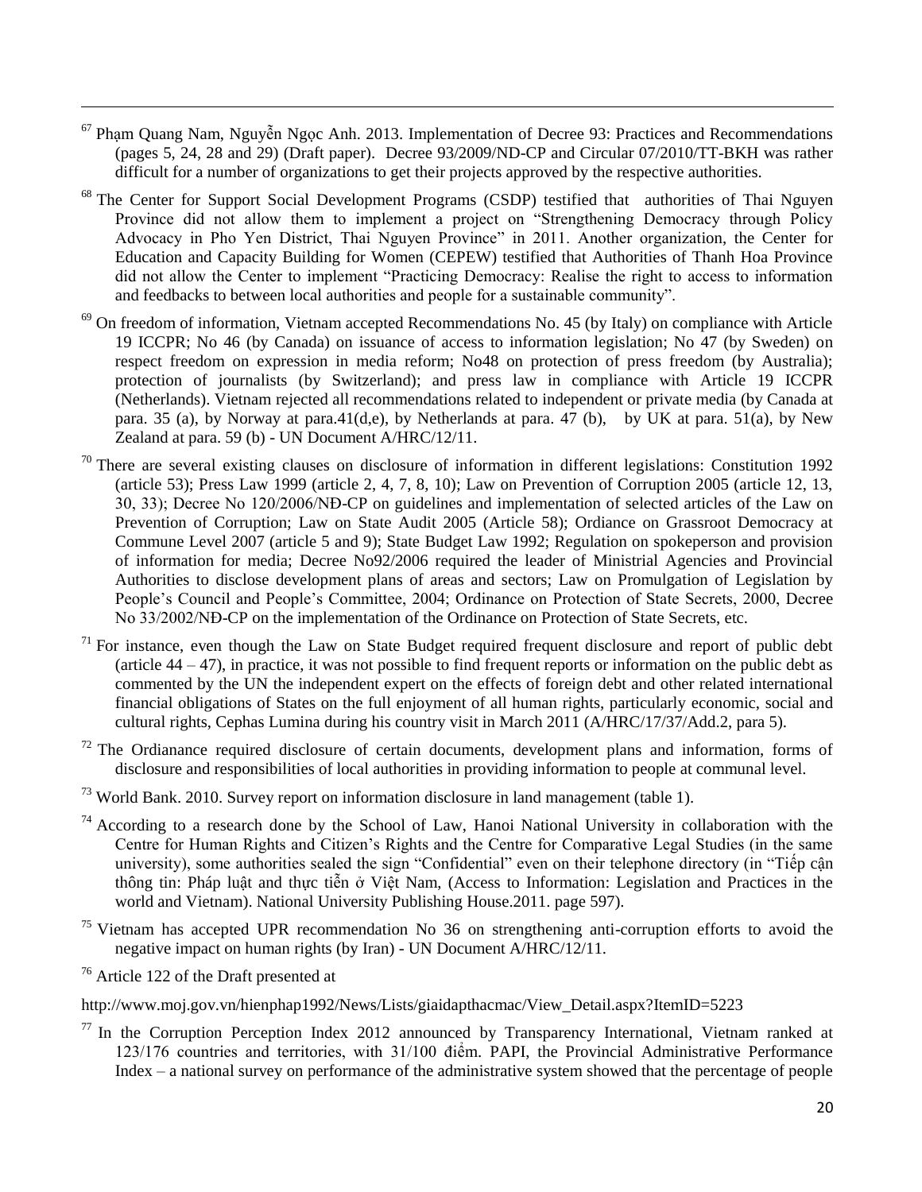[67] Phạm Quang Nam, Nguyễn Ngọc Anh. 2013. Implementation of Decree 93: Practices and Recommendations (pages 5, 24, 28 and 29) (Draft paper). Decree 93/2009/ND-CP and Circular 07/2010/TT-BKH was rather difficult for a number of organizations to get their projects approved by the respective authorities.

[68] The Center for Support Social Development Programs (CSDP) testified that authorities of Thai Nguyen Province did not allow them to implement a project on "Strengthening Democracy through Policy Advocacy in Pho Yen District, Thai Nguyen Province" in 2011. Another organization, the Center for Education and Capacity Building for Women (CEPEW) testified that Authorities of Thanh Hoa Province did not allow the Center to implement "Practicing Democracy: Realise the right to access to information and feedbacks to between local authorities and people for a sustainable community".

[69] On freedom of information, Vietnam accepted Recommendations No. 45 (by Italy) on compliance with Article 19 ICCPR; No 46 (by Canada) on issuance of access to information legislation; No 47 (by Sweden) on respect freedom on expression in media reform; No48 on protection of press freedom (by Australia); protection of journalists (by Switzerland); and press law in compliance with Article 19 ICCPR (Netherlands). Vietnam rejected all recommendations related to independent or private media (by Canada at para. 35 (a), by Norway at para.41(d,e), by Netherlands at para. 47 (b), by UK at para. 51(a), by New Zealand at para. 59 (b) - UN Document A/HRC/12/11.

[70] There are several existing clauses on disclosure of information in different legislations: Constitution 1992 (article 53); Press Law 1999 (article 2, 4, 7, 8, 10); Law on Prevention of Corruption 2005 (article 12, 13, 30, 33); Decree No 120/2006/NĐ-CP on guidelines and implementation of selected articles of the Law on Prevention of Corruption; Law on State Audit 2005 (Article 58); Ordiance on Grassroot Democracy at Commune Level 2007 (article 5 and 9); State Budget Law 1992; Regulation on spokeperson and provision of information for media; Decree No92/2006 required the leader of Ministrial Agencies and Provincial Authorities to disclose development plans of areas and sectors; Law on Promulgation of Legislation by People's Council and People's Committee, 2004; Ordinance on Protection of State Secrets, 2000, Decree No 33/2002/NĐ-CP on the implementation of the Ordinance on Protection of State Secrets, etc.

[71] For instance, even though the Law on State Budget required frequent disclosure and report of public debt (article 44 – 47), in practice, it was not possible to find frequent reports or information on the public debt as commented by the UN the independent expert on the effects of foreign debt and other related international financial obligations of States on the full enjoyment of all human rights, particularly economic, social and cultural rights, Cephas Lumina during his country visit in March 2011 (A/HRC/17/37/Add.2, para 5).

[72] The Ordianance required disclosure of certain documents, development plans and information, forms of disclosure and responsibilities of local authorities in providing information to people at communal level.

[73] World Bank. 2010. Survey report on information disclosure in land management (table 1).

[74] According to a research done by the School of Law, Hanoi National University in collaboration with the Centre for Human Rights and Citizen's Rights and the Centre for Comparative Legal Studies (in the same university), some authorities sealed the sign "Confidential" even on their telephone directory (in "Tiếp cận thông tin: Pháp luật and thực tiễn ở Việt Nam, (Access to Information: Legislation and Practices in the world and Vietnam). National University Publishing House.2011. page 597).

[75] Vietnam has accepted UPR recommendation No 36 on strengthening anti-corruption efforts to avoid the negative impact on human rights (by Iran) - UN Document A/HRC/12/11.

[76] Article 122 of the Draft presented at

http://www.moj.gov.vn/hienphap1992/News/Lists/giaidapthacmac/View_Detail.aspx?ItemID=5223

[77] In the Corruption Perception Index 2012 announced by Transparency International, Vietnam ranked at 123/176 countries and territories, with 31/100 điểm. PAPI, the Provincial Administrative Performance Index – a national survey on performance of the administrative system showed that the percentage of people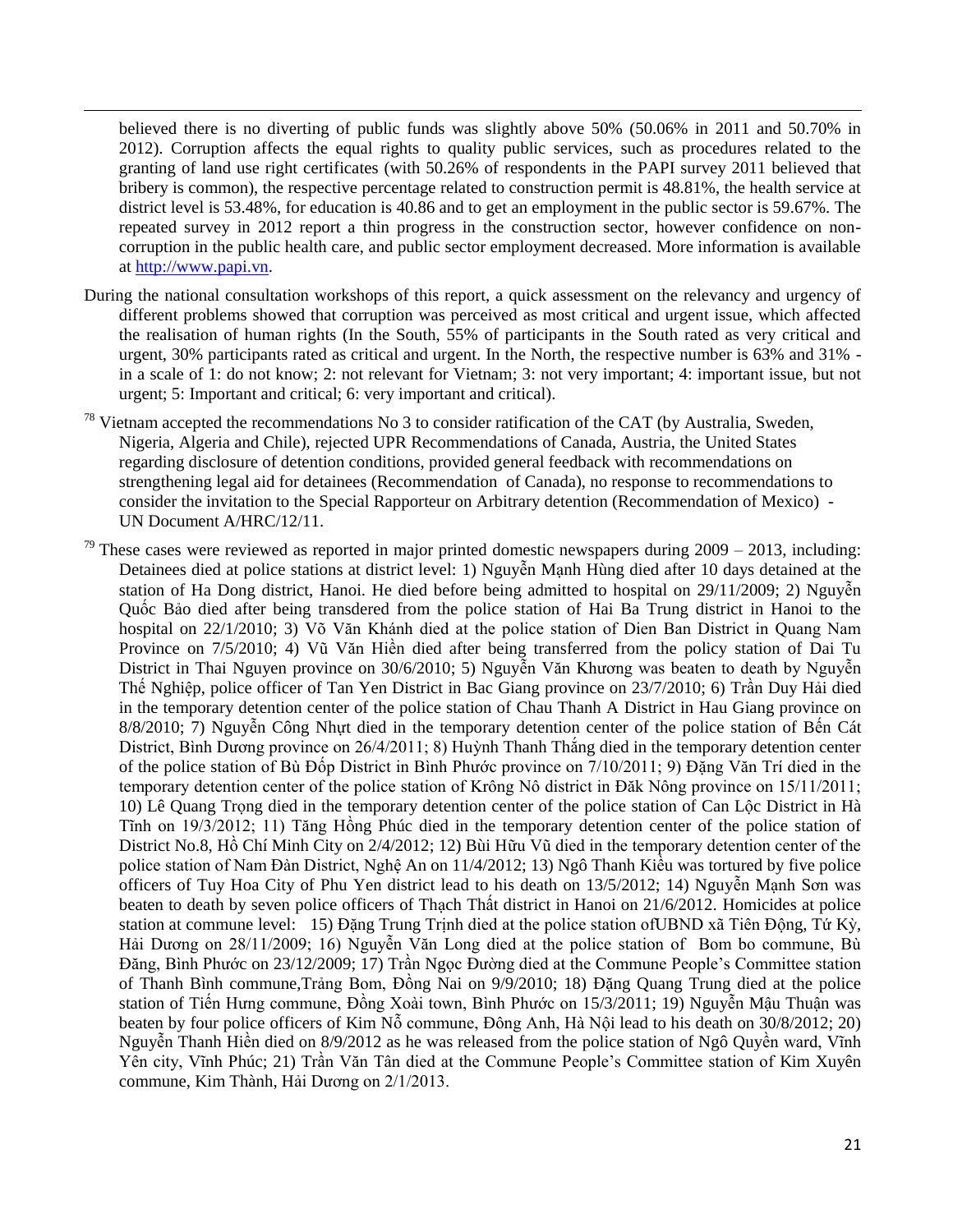believed there is no diverting of public funds was slightly above 50% (50.06% in 2011 and 50.70% in 2012). Corruption affects the equal rights to quality public services, such as procedures related to the granting of land use right certificates (with 50.26% of respondents in the PAPI survey 2011 believed that bribery is common), the respective percentage related to construction permit is 48.81%, the health service at district level is 53.48%, for education is 40.86 and to get an employment in the public sector is 59.67%. The repeated survey in 2012 report a thin progress in the construction sector, however confidence on non-corruption in the public health care, and public sector employment decreased. More information is available at http://www.papi.vn.

During the national consultation workshops of this report, a quick assessment on the relevancy and urgency of different problems showed that corruption was perceived as most critical and urgent issue, which affected the realisation of human rights (In the South, 55% of participants in the South rated as very critical and urgent, 30% participants rated as critical and urgent. In the North, the respective number is 63% and 31% - in a scale of 1: do not know; 2: not relevant for Vietnam; 3: not very important; 4: important issue, but not urgent; 5: Important and critical; 6: very important and critical).

[78] Vietnam accepted the recommendations No 3 to consider ratification of the CAT (by Australia, Sweden, Nigeria, Algeria and Chile), rejected UPR Recommendations of Canada, Austria, the United States regarding disclosure of detention conditions, provided general feedback with recommendations on strengthening legal aid for detainees (Recommendation of Canada), no response to recommendations to consider the invitation to the Special Rapporteur on Arbitrary detention (Recommendation of Mexico) - UN Document A/HRC/12/11.

[79] These cases were reviewed as reported in major printed domestic newspapers during 2009 – 2013, including: Detainees died at police stations at district level: 1) Nguyễn Mạnh Hùng died after 10 days detained at the station of Ha Dong district, Hanoi. He died before being admitted to hospital on 29/11/2009; 2) Nguyễn Quốc Bảo died after being transdered from the police station of Hai Ba Trung district in Hanoi to the hospital on 22/1/2010; 3) Võ Văn Khánh died at the police station of Dien Ban District in Quang Nam Province on 7/5/2010; 4) Vũ Văn Hiền died after being transferred from the policy station of Dai Tu District in Thai Nguyen province on 30/6/2010; 5) Nguyễn Văn Khương was beaten to death by Nguyễn Thế Nghiệp, police officer of Tan Yen District in Bac Giang province on 23/7/2010; 6) Trần Duy Hải died in the temporary detention center of the police station of Chau Thanh A District in Hau Giang province on 8/8/2010; 7) Nguyễn Công Nhựt died in the temporary detention center of the police station of Bến Cát District, Bình Dương province on 26/4/2011; 8) Huỳnh Thanh Thắng died in the temporary detention center of the police station of Bù Đốp District in Bình Phước province on 7/10/2011; 9) Đặng Văn Trí died in the temporary detention center of the police station of Krông Nô district in Đăk Nông province on 15/11/2011; 10) Lê Quang Trọng died in the temporary detention center of the police station of Can Lộc District in Hà Tĩnh on 19/3/2012; 11) Tăng Hồng Phúc died in the temporary detention center of the police station of District No.8, Hồ Chí Minh City on 2/4/2012; 12) Bùi Hữu Vũ died in the temporary detention center of the police station of Nam Đàn District, Nghệ An on 11/4/2012; 13) Ngô Thanh Kiều was tortured by five police officers of Tuy Hoa City of Phu Yen district lead to his death on 13/5/2012; 14) Nguyễn Mạnh Sơn was beaten to death by seven police officers of Thạch Thất district in Hanoi on 21/6/2012. Homicides at police station at commune level: 15) Đặng Trung Trịnh died at the police station ofUBND xã Tiên Động, Tứ Kỳ, Hải Dương on 28/11/2009; 16) Nguyễn Văn Long died at the police station of Bom bo commune, Bù Đăng, Bình Phước on 23/12/2009; 17) Trần Ngọc Đường died at the Commune People's Committee station of Thanh Bình commune,Trảng Bom, Đồng Nai on 9/9/2010; 18) Đặng Quang Trung died at the police station of Tiến Hưng commune, Đồng Xoài town, Bình Phước on 15/3/2011; 19) Nguyễn Mậu Thuận was beaten by four police officers of Kim Nỗ commune, Đông Anh, Hà Nội lead to his death on 30/8/2012; 20) Nguyễn Thanh Hiền died on 8/9/2012 as he was released from the police station of Ngô Quyền ward, Vĩnh Yên city, Vĩnh Phúc; 21) Trần Văn Tân died at the Commune People's Committee station of Kim Xuyên commune, Kim Thành, Hải Dương on 2/1/2013.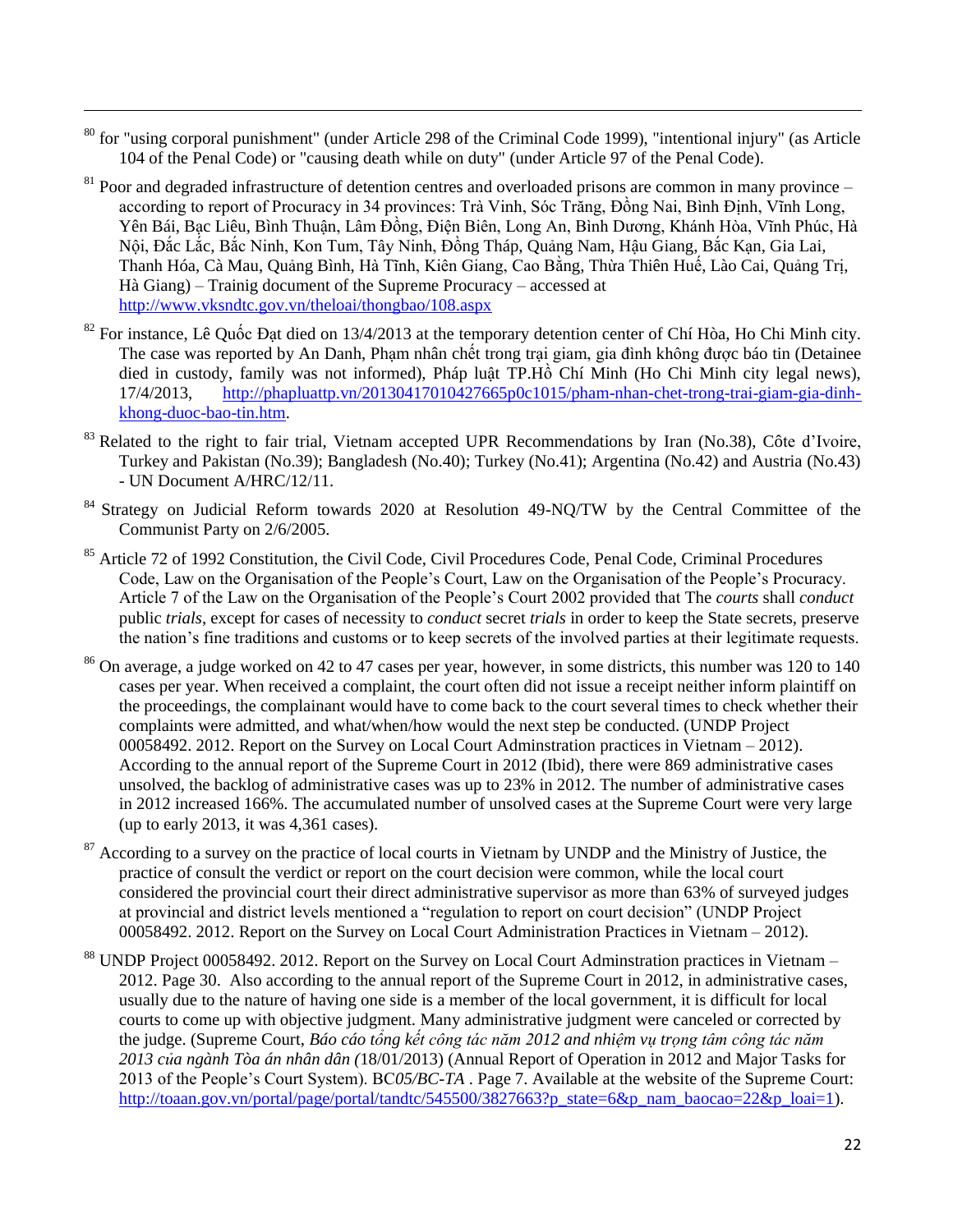[80] for "using corporal punishment" (under Article 298 of the Criminal Code 1999), "intentional injury" (as Article 104 of the Penal Code) or "causing death while on duty" (under Article 97 of the Penal Code).

[81] Poor and degraded infrastructure of detention centres and overloaded prisons are common in many province – according to report of Procuracy in 34 provinces: Trà Vinh, Sóc Trăng, Đồng Nai, Bình Định, Vĩnh Long, Yên Bái, Bạc Liêu, Bình Thuận, Lâm Đồng, Điện Biên, Long An, Bình Dương, Khánh Hòa, Vĩnh Phúc, Hà Nội, Đắc Lắc, Bắc Ninh, Kon Tum, Tây Ninh, Đồng Tháp, Quảng Nam, Hậu Giang, Bắc Kạn, Gia Lai, Thanh Hóa, Cà Mau, Quảng Bình, Hà Tĩnh, Kiên Giang, Cao Bằng, Thừa Thiên Huế, Lào Cai, Quảng Trị, Hà Giang) – Trainig document of the Supreme Procuracy – accessed at http://www.vksndtc.gov.vn/theloai/thongbao/108.aspx

[82] For instance, Lê Quốc Đạt died on 13/4/2013 at the temporary detention center of Chí Hòa, Ho Chi Minh city. The case was reported by An Danh, Phạm nhân chết trong trại giam, gia đình không được báo tin (Detainee died in custody, family was not informed), Pháp luật TP.Hồ Chí Minh (Ho Chi Minh city legal news), 17/4/2013, http://phapluattp.vn/20130417010427665p0c1015/pham-nhan-chet-trong-trai-giam-gia-dinh-khong-duoc-bao-tin.htm.

[83] Related to the right to fair trial, Vietnam accepted UPR Recommendations by Iran (No.38), Côte d'Ivoire, Turkey and Pakistan (No.39); Bangladesh (No.40); Turkey (No.41); Argentina (No.42) and Austria (No.43) - UN Document A/HRC/12/11.

[84] Strategy on Judicial Reform towards 2020 at Resolution 49-NQ/TW by the Central Committee of the Communist Party on 2/6/2005.

[85] Article 72 of 1992 Constitution, the Civil Code, Civil Procedures Code, Penal Code, Criminal Procedures Code, Law on the Organisation of the People's Court, Law on the Organisation of the People's Procuracy. Article 7 of the Law on the Organisation of the People's Court 2002 provided that The *courts* shall *conduct* public *trials*, except for cases of necessity to *conduct* secret *trials* in order to keep the State secrets, preserve the nation's fine traditions and customs or to keep secrets of the involved parties at their legitimate requests.

[86] On average, a judge worked on 42 to 47 cases per year, however, in some districts, this number was 120 to 140 cases per year. When received a complaint, the court often did not issue a receipt neither inform plaintiff on the proceedings, the complainant would have to come back to the court several times to check whether their complaints were admitted, and what/when/how would the next step be conducted. (UNDP Project 00058492. 2012. Report on the Survey on Local Court Adminstration practices in Vietnam – 2012). According to the annual report of the Supreme Court in 2012 (Ibid), there were 869 administrative cases unsolved, the backlog of administrative cases was up to 23% in 2012. The number of administrative cases in 2012 increased 166%. The accumulated number of unsolved cases at the Supreme Court were very large (up to early 2013, it was 4,361 cases).

[87] According to a survey on the practice of local courts in Vietnam by UNDP and the Ministry of Justice, the practice of consult the verdict or report on the court decision were common, while the local court considered the provincial court their direct administrative supervisor as more than 63% of surveyed judges at provincial and district levels mentioned a "regulation to report on court decision" (UNDP Project 00058492. 2012. Report on the Survey on Local Court Administration Practices in Vietnam – 2012).

[88] UNDP Project 00058492. 2012. Report on the Survey on Local Court Adminstration practices in Vietnam – 2012. Page 30. Also according to the annual report of the Supreme Court in 2012, in administrative cases, usually due to the nature of having one side is a member of the local government, it is difficult for local courts to come up with objective judgment. Many administrative judgment were canceled or corrected by the judge. (Supreme Court, *Báo cáo tổng kết công tác năm 2012 and nhiệm vụ trọng tâm công tác năm 2013 của ngành Tòa án nhân dân (*18/01/2013) (Annual Report of Operation in 2012 and Major Tasks for 2013 of the People's Court System). BC*05/BC-TA* . Page 7. Available at the website of the Supreme Court: http://toaan.gov.vn/portal/page/portal/tandtc/545500/3827663?p_state=6&p_nam_baocao=22&p_loai=1).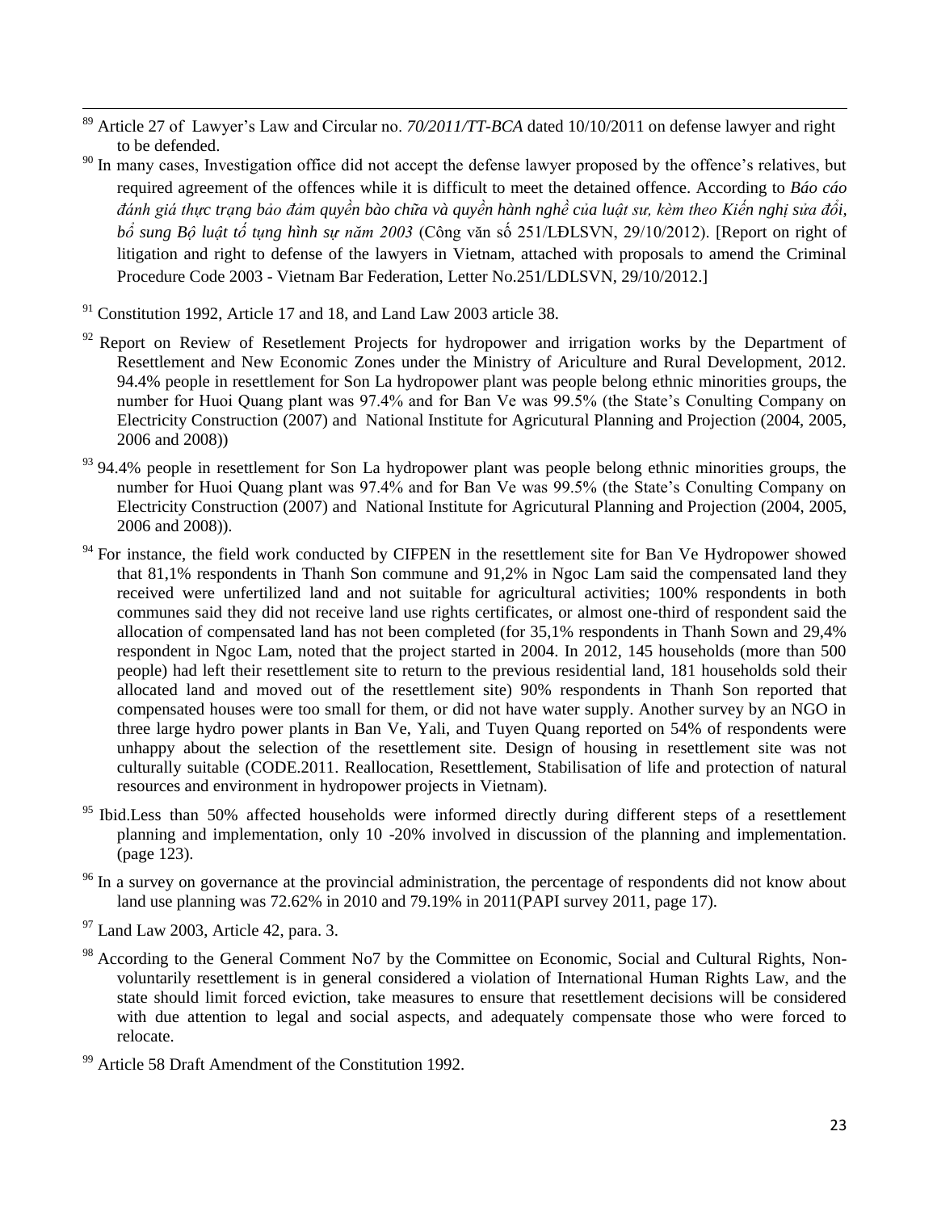[89] Article 27 of Lawyer's Law and Circular no. *70/2011/TT-BCA* dated 10/10/2011 on defense lawyer and right to be defended.

[90] In many cases, Investigation office did not accept the defense lawyer proposed by the offence's relatives, but required agreement of the offences while it is difficult to meet the detained offence. According to *Báo cáo đánh giá thực trạng bảo đảm quyền bào chữa và quyền hành nghề của luật sư, kèm theo Kiến nghị sửa đổi, bổ sung Bộ luật tố tụng hình sự năm 2003* (Công văn số 251/LĐLSVN, 29/10/2012). [Report on right of litigation and right to defense of the lawyers in Vietnam, attached with proposals to amend the Criminal Procedure Code 2003 - Vietnam Bar Federation, Letter No.251/LDLSVN, 29/10/2012.]

[91] Constitution 1992, Article 17 and 18, and Land Law 2003 article 38.

[92] Report on Review of Resetlement Projects for hydropower and irrigation works by the Department of Resettlement and New Economic Zones under the Ministry of Ariculture and Rural Development, 2012. 94.4% people in resettlement for Son La hydropower plant was people belong ethnic minorities groups, the number for Huoi Quang plant was 97.4% and for Ban Ve was 99.5% (the State's Conulting Company on Electricity Construction (2007) and National Institute for Agricutural Planning and Projection (2004, 2005, 2006 and 2008))

[93] 94.4% people in resettlement for Son La hydropower plant was people belong ethnic minorities groups, the number for Huoi Quang plant was 97.4% and for Ban Ve was 99.5% (the State's Conulting Company on Electricity Construction (2007) and National Institute for Agricutural Planning and Projection (2004, 2005, 2006 and 2008)).

[94] For instance, the field work conducted by CIFPEN in the resettlement site for Ban Ve Hydropower showed that 81,1% respondents in Thanh Son commune and 91,2% in Ngoc Lam said the compensated land they received were unfertilized land and not suitable for agricultural activities; 100% respondents in both communes said they did not receive land use rights certificates, or almost one-third of respondent said the allocation of compensated land has not been completed (for 35,1% respondents in Thanh Sown and 29,4% respondent in Ngoc Lam, noted that the project started in 2004. In 2012, 145 households (more than 500 people) had left their resettlement site to return to the previous residential land, 181 households sold their allocated land and moved out of the resettlement site) 90% respondents in Thanh Son reported that compensated houses were too small for them, or did not have water supply. Another survey by an NGO in three large hydro power plants in Ban Ve, Yali, and Tuyen Quang reported on 54% of respondents were unhappy about the selection of the resettlement site. Design of housing in resettlement site was not culturally suitable (CODE.2011. Reallocation, Resettlement, Stabilisation of life and protection of natural resources and environment in hydropower projects in Vietnam).

[95] Ibid.Less than 50% affected households were informed directly during different steps of a resettlement planning and implementation, only 10 -20% involved in discussion of the planning and implementation. (page 123).

[96] In a survey on governance at the provincial administration, the percentage of respondents did not know about land use planning was 72.62% in 2010 and 79.19% in 2011(PAPI survey 2011, page 17).

[97] Land Law 2003, Article 42, para. 3.

[98] According to the General Comment No7 by the Committee on Economic, Social and Cultural Rights, Non-voluntarily resettlement is in general considered a violation of International Human Rights Law, and the state should limit forced eviction, take measures to ensure that resettlement decisions will be considered with due attention to legal and social aspects, and adequately compensate those who were forced to relocate.

[99] Article 58 Draft Amendment of the Constitution 1992.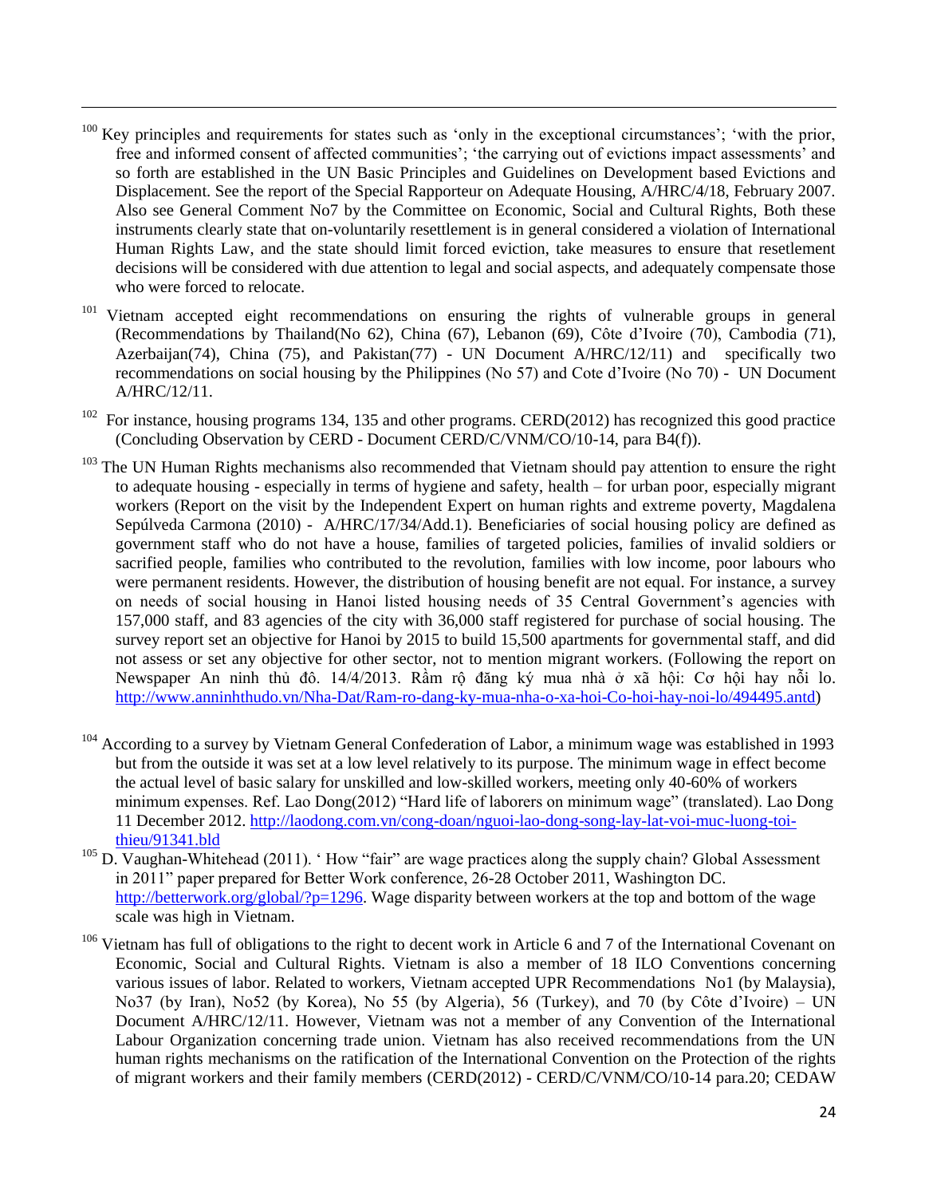[100] Key principles and requirements for states such as 'only in the exceptional circumstances'; 'with the prior, free and informed consent of affected communities'; 'the carrying out of evictions impact assessments' and so forth are established in the UN Basic Principles and Guidelines on Development based Evictions and Displacement. See the report of the Special Rapporteur on Adequate Housing, A/HRC/4/18, February 2007. Also see General Comment No7 by the Committee on Economic, Social and Cultural Rights, Both these instruments clearly state that on-voluntarily resettlement is in general considered a violation of International Human Rights Law, and the state should limit forced eviction, take measures to ensure that resetlement decisions will be considered with due attention to legal and social aspects, and adequately compensate those who were forced to relocate.

[101] Vietnam accepted eight recommendations on ensuring the rights of vulnerable groups in general (Recommendations by Thailand(No 62), China (67), Lebanon (69), Côte d'Ivoire (70), Cambodia (71), Azerbaijan(74), China (75), and Pakistan(77) - UN Document A/HRC/12/11) and specifically two recommendations on social housing by the Philippines (No 57) and Cote d'Ivoire (No 70) - UN Document A/HRC/12/11.

[102] For instance, housing programs 134, 135 and other programs. CERD(2012) has recognized this good practice (Concluding Observation by CERD - Document CERD/C/VNM/CO/10-14, para B4(f)).

[103] The UN Human Rights mechanisms also recommended that Vietnam should pay attention to ensure the right to adequate housing - especially in terms of hygiene and safety, health – for urban poor, especially migrant workers (Report on the visit by the Independent Expert on human rights and extreme poverty, Magdalena Sepúlveda Carmona (2010) - A/HRC/17/34/Add.1). Beneficiaries of social housing policy are defined as government staff who do not have a house, families of targeted policies, families of invalid soldiers or sacrified people, families who contributed to the revolution, families with low income, poor labours who were permanent residents. However, the distribution of housing benefit are not equal. For instance, a survey on needs of social housing in Hanoi listed housing needs of 35 Central Government's agencies with 157,000 staff, and 83 agencies of the city with 36,000 staff registered for purchase of social housing. The survey report set an objective for Hanoi by 2015 to build 15,500 apartments for governmental staff, and did not assess or set any objective for other sector, not to mention migrant workers. (Following the report on Newspaper An ninh thủ đô. 14/4/2013. Rầm rộ đăng ký mua nhà ở xã hội: Cơ hội hay nỗi lo. http://www.anninhthudo.vn/Nha-Dat/Ram-ro-dang-ky-mua-nha-o-xa-hoi-Co-hoi-hay-noi-lo/494495.antd)

[104] According to a survey by Vietnam General Confederation of Labor, a minimum wage was established in 1993 but from the outside it was set at a low level relatively to its purpose. The minimum wage in effect become the actual level of basic salary for unskilled and low-skilled workers, meeting only 40-60% of workers minimum expenses. Ref. Lao Dong(2012) "Hard life of laborers on minimum wage" (translated). Lao Dong 11 December 2012. http://laodong.com.vn/cong-doan/nguoi-lao-dong-song-lay-lat-voi-muc-luong-toi-thieu/91341.bld

[105] D. Vaughan-Whitehead (2011). ' How "fair" are wage practices along the supply chain? Global Assessment in 2011" paper prepared for Better Work conference, 26-28 October 2011, Washington DC. http://betterwork.org/global/?p=1296. Wage disparity between workers at the top and bottom of the wage scale was high in Vietnam.

[106] Vietnam has full of obligations to the right to decent work in Article 6 and 7 of the International Covenant on Economic, Social and Cultural Rights. Vietnam is also a member of 18 ILO Conventions concerning various issues of labor. Related to workers, Vietnam accepted UPR Recommendations No1 (by Malaysia), No37 (by Iran), No52 (by Korea), No 55 (by Algeria), 56 (Turkey), and 70 (by Côte d'Ivoire) – UN Document A/HRC/12/11. However, Vietnam was not a member of any Convention of the International Labour Organization concerning trade union. Vietnam has also received recommendations from the UN human rights mechanisms on the ratification of the International Convention on the Protection of the rights of migrant workers and their family members (CERD(2012) - CERD/C/VNM/CO/10-14 para.20; CEDAW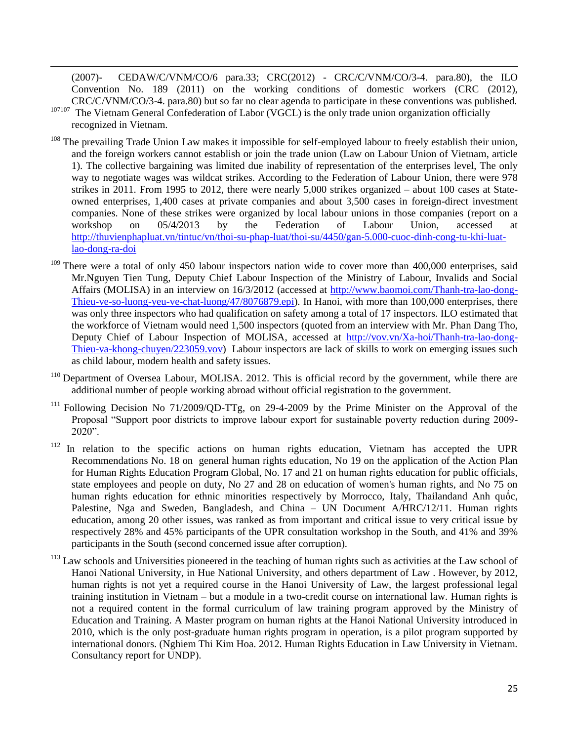(2007)- CEDAW/C/VNM/CO/6 para.33; CRC(2012) - CRC/C/VNM/CO/3-4. para.80), the ILO Convention No. 189 (2011) on the working conditions of domestic workers (CRC (2012), CRC/C/VNM/CO/3-4. para.80) but so far no clear agenda to participate in these conventions was published.

[107107] The Vietnam General Confederation of Labor (VGCL) is the only trade union organization officially recognized in Vietnam.

[108] The prevailing Trade Union Law makes it impossible for self-employed labour to freely establish their union, and the foreign workers cannot establish or join the trade union (Law on Labour Union of Vietnam, article 1). The collective bargaining was limited due inability of representation of the enterprises level, The only way to negotiate wages was wildcat strikes. According to the Federation of Labour Union, there were 978 strikes in 2011. From 1995 to 2012, there were nearly 5,000 strikes organized – about 100 cases at State-owned enterprises, 1,400 cases at private companies and about 3,500 cases in foreign-direct investment companies. None of these strikes were organized by local labour unions in those companies (report on a workshop on 05/4/2013 by the Federation of Labour Union, accessed at http://thuvienphapluat.vn/tintuc/vn/thoi-su-phap-luat/thoi-su/4450/gan-5.000-cuoc-dinh-cong-tu-khi-luat-lao-dong-ra-doi

[109] There were a total of only 450 labour inspectors nation wide to cover more than 400,000 enterprises, said Mr.Nguyen Tien Tung, Deputy Chief Labour Inspection of the Ministry of Labour, Invalids and Social Affairs (MOLISA) in an interview on 16/3/2012 (accessed at http://www.baomoi.com/Thanh-tra-lao-dong-Thieu-ve-so-luong-yeu-ve-chat-luong/47/8076879.epi). In Hanoi, with more than 100,000 enterprises, there was only three inspectors who had qualification on safety among a total of 17 inspectors. ILO estimated that the workforce of Vietnam would need 1,500 inspectors (quoted from an interview with Mr. Phan Dang Tho, Deputy Chief of Labour Inspection of MOLISA, accessed at http://vov.vn/Xa-hoi/Thanh-tra-lao-dong-Thieu-va-khong-chuyen/223059.vov) Labour inspectors are lack of skills to work on emerging issues such as child labour, modern health and safety issues.

[110] Department of Oversea Labour, MOLISA. 2012. This is official record by the government, while there are additional number of people working abroad without official registration to the government.

[111] Following Decision No 71/2009/QD-TTg, on 29-4-2009 by the Prime Minister on the Approval of the Proposal "Support poor districts to improve labour export for sustainable poverty reduction during 2009-2020".

[112] In relation to the specific actions on human rights education, Vietnam has accepted the UPR Recommendations No. 18 on general human rights education, No 19 on the application of the Action Plan for Human Rights Education Program Global, No. 17 and 21 on human rights education for public officials, state employees and people on duty, No 27 and 28 on education of women's human rights, and No 75 on human rights education for ethnic minorities respectively by Morrocco, Italy, Thailandand Anh quốc, Palestine, Nga and Sweden, Bangladesh, and China – UN Document A/HRC/12/11. Human rights education, among 20 other issues, was ranked as from important and critical issue to very critical issue by respectively 28% and 45% participants of the UPR consultation workshop in the South, and 41% and 39% participants in the South (second concerned issue after corruption).

[113] Law schools and Universities pioneered in the teaching of human rights such as activities at the Law school of Hanoi National University, in Hue National University, and others department of Law . However, by 2012, human rights is not yet a required course in the Hanoi University of Law, the largest professional legal training institution in Vietnam – but a module in a two-credit course on international law. Human rights is not a required content in the formal curriculum of law training program approved by the Ministry of Education and Training. A Master program on human rights at the Hanoi National University introduced in 2010, which is the only post-graduate human rights program in operation, is a pilot program supported by international donors. (Nghiem Thi Kim Hoa. 2012. Human Rights Education in Law University in Vietnam. Consultancy report for UNDP).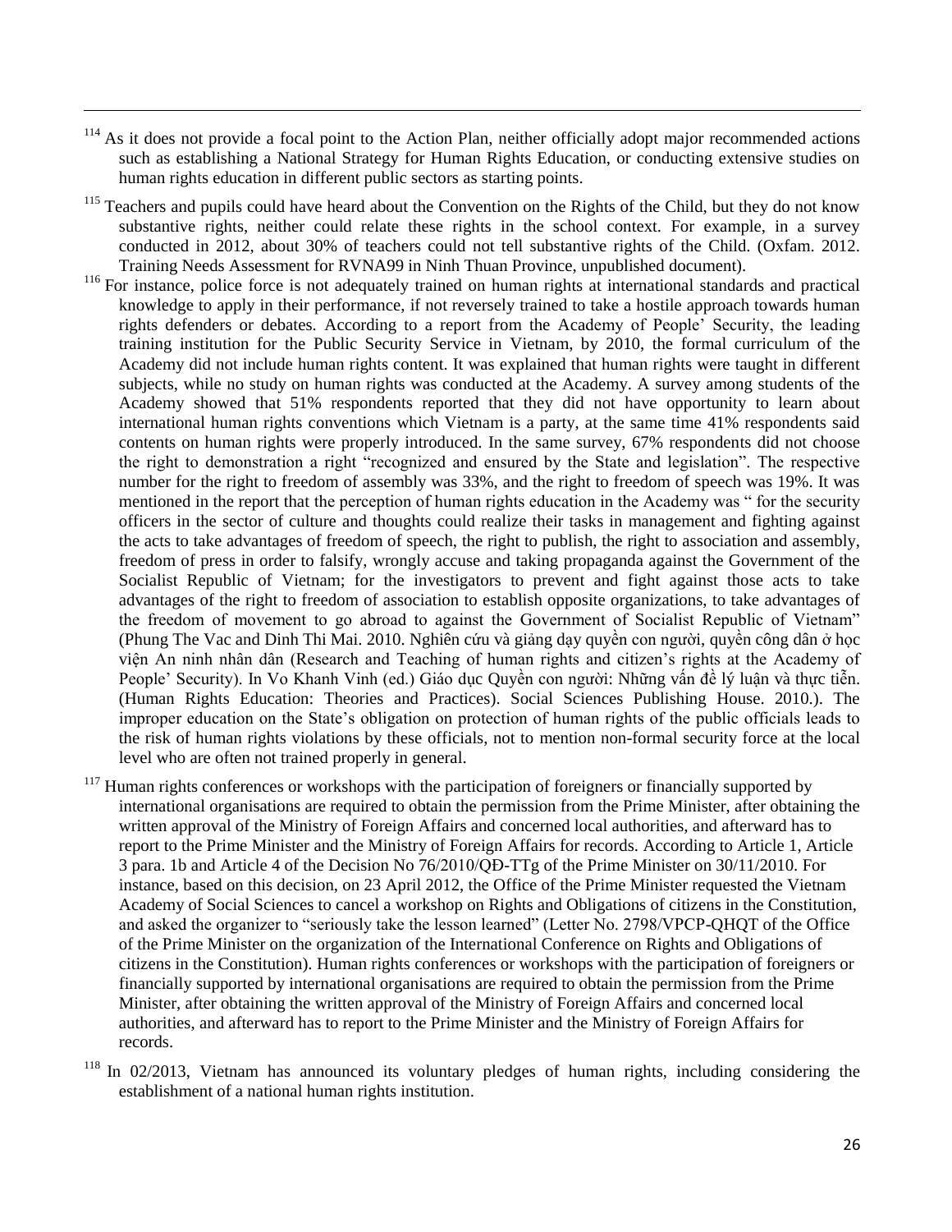[114] As it does not provide a focal point to the Action Plan, neither officially adopt major recommended actions such as establishing a National Strategy for Human Rights Education, or conducting extensive studies on human rights education in different public sectors as starting points.

[115] Teachers and pupils could have heard about the Convention on the Rights of the Child, but they do not know substantive rights, neither could relate these rights in the school context. For example, in a survey conducted in 2012, about 30% of teachers could not tell substantive rights of the Child. (Oxfam. 2012. Training Needs Assessment for RVNA99 in Ninh Thuan Province, unpublished document).

[116] For instance, police force is not adequately trained on human rights at international standards and practical knowledge to apply in their performance, if not reversely trained to take a hostile approach towards human rights defenders or debates. According to a report from the Academy of People' Security, the leading training institution for the Public Security Service in Vietnam, by 2010, the formal curriculum of the Academy did not include human rights content. It was explained that human rights were taught in different subjects, while no study on human rights was conducted at the Academy. A survey among students of the Academy showed that 51% respondents reported that they did not have opportunity to learn about international human rights conventions which Vietnam is a party, at the same time 41% respondents said contents on human rights were properly introduced. In the same survey, 67% respondents did not choose the right to demonstration a right "recognized and ensured by the State and legislation". The respective number for the right to freedom of assembly was 33%, and the right to freedom of speech was 19%. It was mentioned in the report that the perception of human rights education in the Academy was " for the security officers in the sector of culture and thoughts could realize their tasks in management and fighting against the acts to take advantages of freedom of speech, the right to publish, the right to association and assembly, freedom of press in order to falsify, wrongly accuse and taking propaganda against the Government of the Socialist Republic of Vietnam; for the investigators to prevent and fight against those acts to take advantages of the right to freedom of association to establish opposite organizations, to take advantages of the freedom of movement to go abroad to against the Government of Socialist Republic of Vietnam" (Phung The Vac and Dinh Thi Mai. 2010. Nghiên cứu và giảng dạy quyền con người, quyền công dân ở học viện An ninh nhân dân (Research and Teaching of human rights and citizen's rights at the Academy of People' Security). In Vo Khanh Vinh (ed.) Giáo dục Quyền con người: Những vấn đề lý luận và thực tiễn. (Human Rights Education: Theories and Practices). Social Sciences Publishing House. 2010.). The improper education on the State's obligation on protection of human rights of the public officials leads to the risk of human rights violations by these officials, not to mention non-formal security force at the local level who are often not trained properly in general.

[117] Human rights conferences or workshops with the participation of foreigners or financially supported by international organisations are required to obtain the permission from the Prime Minister, after obtaining the written approval of the Ministry of Foreign Affairs and concerned local authorities, and afterward has to report to the Prime Minister and the Ministry of Foreign Affairs for records. According to Article 1, Article 3 para. 1b and Article 4 of the Decision No 76/2010/QĐ-TTg of the Prime Minister on 30/11/2010. For instance, based on this decision, on 23 April 2012, the Office of the Prime Minister requested the Vietnam Academy of Social Sciences to cancel a workshop on Rights and Obligations of citizens in the Constitution, and asked the organizer to "seriously take the lesson learned" (Letter No. 2798/VPCP-QHQT of the Office of the Prime Minister on the organization of the International Conference on Rights and Obligations of citizens in the Constitution). Human rights conferences or workshops with the participation of foreigners or financially supported by international organisations are required to obtain the permission from the Prime Minister, after obtaining the written approval of the Ministry of Foreign Affairs and concerned local authorities, and afterward has to report to the Prime Minister and the Ministry of Foreign Affairs for records.

[118] In 02/2013, Vietnam has announced its voluntary pledges of human rights, including considering the establishment of a national human rights institution.